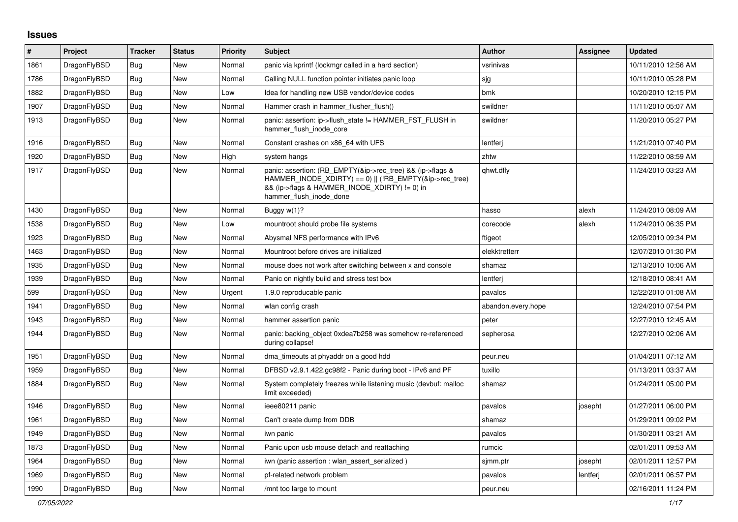## Issues

| # | Project | Tracker | Status | Priority | Subject | Author | Assignee | Updated |
|---|---|---|---|---|---|---|---|---|
| 1861 | DragonFlyBSD | Bug | New | Normal | panic via kprintf (lockmgr called in a hard section) | vsrinivas | | 10/11/2010 12:56 AM |
| 1786 | DragonFlyBSD | Bug | New | Normal | Calling NULL function pointer initiates panic loop | sjg | | 10/11/2010 05:28 PM |
| 1882 | DragonFlyBSD | Bug | New | Low | Idea for handling new USB vendor/device codes | bmk | | 10/20/2010 12:15 PM |
| 1907 | DragonFlyBSD | Bug | New | Normal | Hammer crash in hammer_flusher_flush() | swildner | | 11/11/2010 05:07 AM |
| 1913 | DragonFlyBSD | Bug | New | Normal | panic: assertion: ip->flush_state != HAMMER_FST_FLUSH in hammer_flush_inode_core | swildner | | 11/20/2010 05:27 PM |
| 1916 | DragonFlyBSD | Bug | New | Normal | Constant crashes on x86_64 with UFS | lentferj | | 11/21/2010 07:40 PM |
| 1920 | DragonFlyBSD | Bug | New | High | system hangs | zhtw | | 11/22/2010 08:59 AM |
| 1917 | DragonFlyBSD | Bug | New | Normal | panic: assertion: (RB_EMPTY(&ip->rec_tree) && (ip->flags & HAMMER_INODE_XDIRTY) == 0) \|\| (!RB_EMPTY(&ip->rec_tree) && (ip->flags & HAMMER_INODE_XDIRTY) != 0) in hammer_flush_inode_done | qhwt.dfly | | 11/24/2010 03:23 AM |
| 1430 | DragonFlyBSD | Bug | New | Normal | Buggy w(1)? | hasso | alexh | 11/24/2010 08:09 AM |
| 1538 | DragonFlyBSD | Bug | New | Low | mountroot should probe file systems | corecode | alexh | 11/24/2010 06:35 PM |
| 1923 | DragonFlyBSD | Bug | New | Normal | Abysmal NFS performance with IPv6 | ftigeot | | 12/05/2010 09:34 PM |
| 1463 | DragonFlyBSD | Bug | New | Normal | Mountroot before drives are initialized | elekktretterr | | 12/07/2010 01:30 PM |
| 1935 | DragonFlyBSD | Bug | New | Normal | mouse does not work after switching between x and console | shamaz | | 12/13/2010 10:06 AM |
| 1939 | DragonFlyBSD | Bug | New | Normal | Panic on nightly build and stress test box | lentferj | | 12/18/2010 08:41 AM |
| 599 | DragonFlyBSD | Bug | New | Urgent | 1.9.0 reproducable panic | pavalos | | 12/22/2010 01:08 AM |
| 1941 | DragonFlyBSD | Bug | New | Normal | wlan config crash | abandon.every.hope | | 12/24/2010 07:54 PM |
| 1943 | DragonFlyBSD | Bug | New | Normal | hammer assertion panic | peter | | 12/27/2010 12:45 AM |
| 1944 | DragonFlyBSD | Bug | New | Normal | panic: backing_object 0xdea7b258 was somehow re-referenced during collapse! | sepherosa | | 12/27/2010 02:06 AM |
| 1951 | DragonFlyBSD | Bug | New | Normal | dma_timeouts at phyaddr on a good hdd | peur.neu | | 01/04/2011 07:12 AM |
| 1959 | DragonFlyBSD | Bug | New | Normal | DFBSD v2.9.1.422.gc98f2 - Panic during boot - IPv6 and PF | tuxillo | | 01/13/2011 03:37 AM |
| 1884 | DragonFlyBSD | Bug | New | Normal | System completely freezes while listening music (devbuf: malloc limit exceeded) | shamaz | | 01/24/2011 05:00 PM |
| 1946 | DragonFlyBSD | Bug | New | Normal | ieee80211 panic | pavalos | josepht | 01/27/2011 06:00 PM |
| 1961 | DragonFlyBSD | Bug | New | Normal | Can't create dump from DDB | shamaz | | 01/29/2011 09:02 PM |
| 1949 | DragonFlyBSD | Bug | New | Normal | iwn panic | pavalos | | 01/30/2011 03:21 AM |
| 1873 | DragonFlyBSD | Bug | New | Normal | Panic upon usb mouse detach and reattaching | rumcic | | 02/01/2011 09:53 AM |
| 1964 | DragonFlyBSD | Bug | New | Normal | iwn (panic assertion : wlan_assert_serialized ) | sjmm.ptr | josepht | 02/01/2011 12:57 PM |
| 1969 | DragonFlyBSD | Bug | New | Normal | pf-related network problem | pavalos | lentferj | 02/01/2011 06:57 PM |
| 1990 | DragonFlyBSD | Bug | New | Normal | /mnt too large to mount | peur.neu | | 02/16/2011 11:24 PM |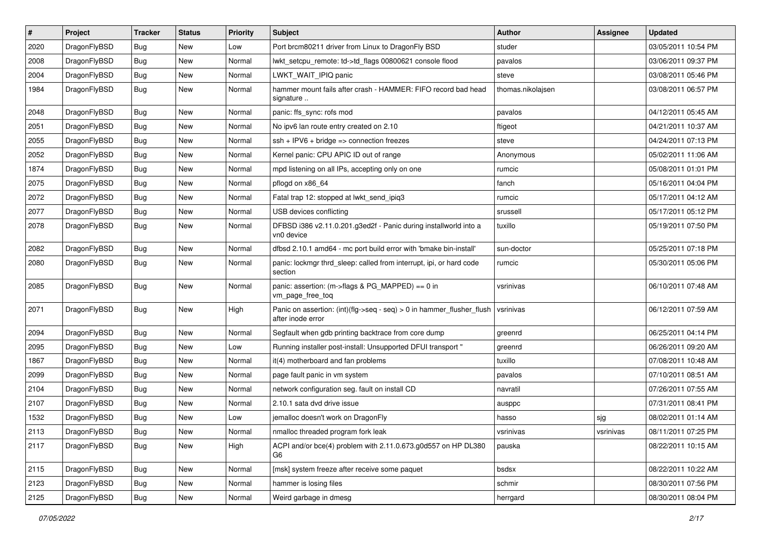| # | Project | Tracker | Status | Priority | Subject | Author | Assignee | Updated |
|---|---|---|---|---|---|---|---|---|
| 2020 | DragonFlyBSD | Bug | New | Low | Port brcm80211 driver from Linux to DragonFly BSD | studer | | 03/05/2011 10:54 PM |
| 2008 | DragonFlyBSD | Bug | New | Normal | lwkt_setcpu_remote: td->td_flags 00800621 console flood | pavalos | | 03/06/2011 09:37 PM |
| 2004 | DragonFlyBSD | Bug | New | Normal | LWKT_WAIT_IPIQ panic | steve | | 03/08/2011 05:46 PM |
| 1984 | DragonFlyBSD | Bug | New | Normal | hammer mount fails after crash - HAMMER: FIFO record bad head signature .. | thomas.nikolajsen | | 03/08/2011 06:57 PM |
| 2048 | DragonFlyBSD | Bug | New | Normal | panic: ffs_sync: rofs mod | pavalos | | 04/12/2011 05:45 AM |
| 2051 | DragonFlyBSD | Bug | New | Normal | No ipv6 lan route entry created on 2.10 | ftigeot | | 04/21/2011 10:37 AM |
| 2055 | DragonFlyBSD | Bug | New | Normal | ssh + IPV6 + bridge => connection freezes | steve | | 04/24/2011 07:13 PM |
| 2052 | DragonFlyBSD | Bug | New | Normal | Kernel panic: CPU APIC ID out of range | Anonymous | | 05/02/2011 11:06 AM |
| 1874 | DragonFlyBSD | Bug | New | Normal | mpd listening on all IPs, accepting only on one | rumcic | | 05/08/2011 01:01 PM |
| 2075 | DragonFlyBSD | Bug | New | Normal | pflogd on x86_64 | fanch | | 05/16/2011 04:04 PM |
| 2072 | DragonFlyBSD | Bug | New | Normal | Fatal trap 12: stopped at lwkt_send_ipiq3 | rumcic | | 05/17/2011 04:12 AM |
| 2077 | DragonFlyBSD | Bug | New | Normal | USB devices conflicting | srussell | | 05/17/2011 05:12 PM |
| 2078 | DragonFlyBSD | Bug | New | Normal | DFBSD i386 v2.11.0.201.g3ed2f - Panic during installworld into a vn0 device | tuxillo | | 05/19/2011 07:50 PM |
| 2082 | DragonFlyBSD | Bug | New | Normal | dfbsd 2.10.1 amd64 - mc port build error with 'bmake bin-install' | sun-doctor | | 05/25/2011 07:18 PM |
| 2080 | DragonFlyBSD | Bug | New | Normal | panic: lockmgr thrd_sleep: called from interrupt, ipi, or hard code section | rumcic | | 05/30/2011 05:06 PM |
| 2085 | DragonFlyBSD | Bug | New | Normal | panic: assertion: (m->flags & PG_MAPPED) == 0 in vm_page_free_toq | vsrinivas | | 06/10/2011 07:48 AM |
| 2071 | DragonFlyBSD | Bug | New | High | Panic on assertion: (int)(flg->seq - seq) > 0 in hammer_flusher_flush after inode error | vsrinivas | | 06/12/2011 07:59 AM |
| 2094 | DragonFlyBSD | Bug | New | Normal | Segfault when gdb printing backtrace from core dump | greenrd | | 06/25/2011 04:14 PM |
| 2095 | DragonFlyBSD | Bug | New | Low | Running installer post-install: Unsupported DFUI transport " | greenrd | | 06/26/2011 09:20 AM |
| 1867 | DragonFlyBSD | Bug | New | Normal | it(4) motherboard and fan problems | tuxillo | | 07/08/2011 10:48 AM |
| 2099 | DragonFlyBSD | Bug | New | Normal | page fault panic in vm system | pavalos | | 07/10/2011 08:51 AM |
| 2104 | DragonFlyBSD | Bug | New | Normal | network configuration seg. fault on install CD | navratil | | 07/26/2011 07:55 AM |
| 2107 | DragonFlyBSD | Bug | New | Normal | 2.10.1 sata dvd drive issue | ausppc | | 07/31/2011 08:41 PM |
| 1532 | DragonFlyBSD | Bug | New | Low | jemalloc doesn't work on DragonFly | hasso | sjg | 08/02/2011 01:14 AM |
| 2113 | DragonFlyBSD | Bug | New | Normal | nmalloc threaded program fork leak | vsrinivas | vsrinivas | 08/11/2011 07:25 PM |
| 2117 | DragonFlyBSD | Bug | New | High | ACPI and/or bce(4) problem with 2.11.0.673.g0d557 on HP DL380 G6 | pauska | | 08/22/2011 10:15 AM |
| 2115 | DragonFlyBSD | Bug | New | Normal | [msk] system freeze after receive some paquet | bsdsx | | 08/22/2011 10:22 AM |
| 2123 | DragonFlyBSD | Bug | New | Normal | hammer is losing files | schmir | | 08/30/2011 07:56 PM |
| 2125 | DragonFlyBSD | Bug | New | Normal | Weird garbage in dmesg | herrgard | | 08/30/2011 08:04 PM |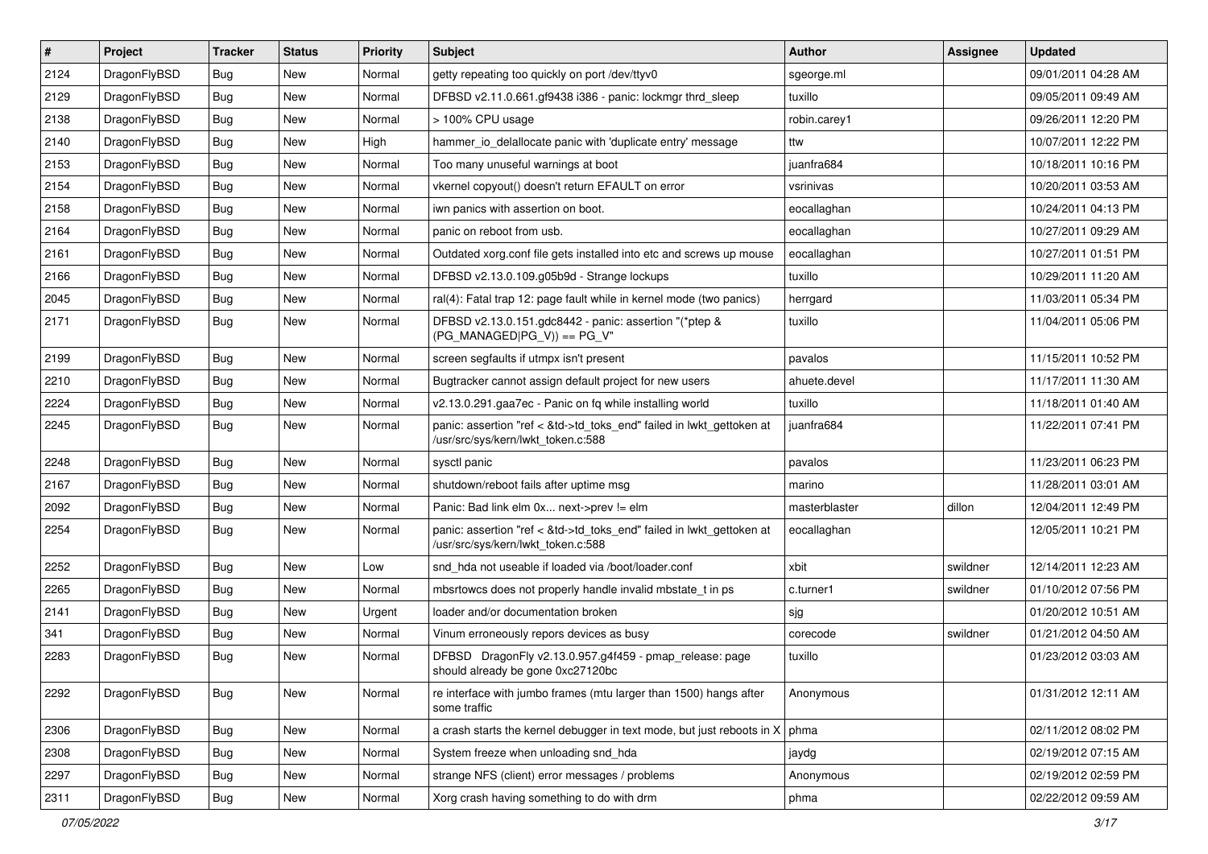| # | Project | Tracker | Status | Priority | Subject | Author | Assignee | Updated |
|---|---|---|---|---|---|---|---|---|
| 2124 | DragonFlyBSD | Bug | New | Normal | getty repeating too quickly on port /dev/ttyv0 | sgeorge.ml | | 09/01/2011 04:28 AM |
| 2129 | DragonFlyBSD | Bug | New | Normal | DFBSD v2.11.0.661.gf9438 i386 - panic: lockmgr thrd_sleep | tuxillo | | 09/05/2011 09:49 AM |
| 2138 | DragonFlyBSD | Bug | New | Normal | > 100% CPU usage | robin.carey1 | | 09/26/2011 12:20 PM |
| 2140 | DragonFlyBSD | Bug | New | High | hammer_io_delallocate panic with 'duplicate entry' message | ttw | | 10/07/2011 12:22 PM |
| 2153 | DragonFlyBSD | Bug | New | Normal | Too many unuseful warnings at boot | juanfra684 | | 10/18/2011 10:16 PM |
| 2154 | DragonFlyBSD | Bug | New | Normal | vkernel copyout() doesn't return EFAULT on error | vsrinivas | | 10/20/2011 03:53 AM |
| 2158 | DragonFlyBSD | Bug | New | Normal | iwn panics with assertion on boot. | eocallaghan | | 10/24/2011 04:13 PM |
| 2164 | DragonFlyBSD | Bug | New | Normal | panic on reboot from usb. | eocallaghan | | 10/27/2011 09:29 AM |
| 2161 | DragonFlyBSD | Bug | New | Normal | Outdated xorg.conf file gets installed into etc and screws up mouse | eocallaghan | | 10/27/2011 01:51 PM |
| 2166 | DragonFlyBSD | Bug | New | Normal | DFBSD v2.13.0.109.g05b9d - Strange lockups | tuxillo | | 10/29/2011 11:20 AM |
| 2045 | DragonFlyBSD | Bug | New | Normal | ral(4): Fatal trap 12: page fault while in kernel mode (two panics) | herrgard | | 11/03/2011 05:34 PM |
| 2171 | DragonFlyBSD | Bug | New | Normal | DFBSD v2.13.0.151.gdc8442 - panic: assertion "(*ptep & (PG_MANAGED\|PG_V)) == PG_V" | tuxillo | | 11/04/2011 05:06 PM |
| 2199 | DragonFlyBSD | Bug | New | Normal | screen segfaults if utmpx isn't present | pavalos | | 11/15/2011 10:52 PM |
| 2210 | DragonFlyBSD | Bug | New | Normal | Bugtracker cannot assign default project for new users | ahuete.devel | | 11/17/2011 11:30 AM |
| 2224 | DragonFlyBSD | Bug | New | Normal | v2.13.0.291.gaa7ec - Panic on fq while installing world | tuxillo | | 11/18/2011 01:40 AM |
| 2245 | DragonFlyBSD | Bug | New | Normal | panic: assertion "ref < &td->td_toks_end" failed in lwkt_gettoken at /usr/src/sys/kern/lwkt_token.c:588 | juanfra684 | | 11/22/2011 07:41 PM |
| 2248 | DragonFlyBSD | Bug | New | Normal | sysctl panic | pavalos | | 11/23/2011 06:23 PM |
| 2167 | DragonFlyBSD | Bug | New | Normal | shutdown/reboot fails after uptime msg | marino | | 11/28/2011 03:01 AM |
| 2092 | DragonFlyBSD | Bug | New | Normal | Panic: Bad link elm 0x... next->prev != elm | masterblaster | dillon | 12/04/2011 12:49 PM |
| 2254 | DragonFlyBSD | Bug | New | Normal | panic: assertion "ref < &td->td_toks_end" failed in lwkt_gettoken at /usr/src/sys/kern/lwkt_token.c:588 | eocallaghan | | 12/05/2011 10:21 PM |
| 2252 | DragonFlyBSD | Bug | New | Low | snd_hda not useable if loaded via /boot/loader.conf | xbit | swildner | 12/14/2011 12:23 AM |
| 2265 | DragonFlyBSD | Bug | New | Normal | mbsrtowcs does not properly handle invalid mbstate_t in ps | c.turner1 | swildner | 01/10/2012 07:56 PM |
| 2141 | DragonFlyBSD | Bug | New | Urgent | loader and/or documentation broken | sjg | | 01/20/2012 10:51 AM |
| 341 | DragonFlyBSD | Bug | New | Normal | Vinum erroneously repors devices as busy | corecode | swildner | 01/21/2012 04:50 AM |
| 2283 | DragonFlyBSD | Bug | New | Normal | DFBSD DragonFly v2.13.0.957.g4f459 - pmap_release: page should already be gone 0xc27120bc | tuxillo | | 01/23/2012 03:03 AM |
| 2292 | DragonFlyBSD | Bug | New | Normal | re interface with jumbo frames (mtu larger than 1500) hangs after some traffic | Anonymous | | 01/31/2012 12:11 AM |
| 2306 | DragonFlyBSD | Bug | New | Normal | a crash starts the kernel debugger in text mode, but just reboots in X | phma | | 02/11/2012 08:02 PM |
| 2308 | DragonFlyBSD | Bug | New | Normal | System freeze when unloading snd_hda | jaydg | | 02/19/2012 07:15 AM |
| 2297 | DragonFlyBSD | Bug | New | Normal | strange NFS (client) error messages / problems | Anonymous | | 02/19/2012 02:59 PM |
| 2311 | DragonFlyBSD | Bug | New | Normal | Xorg crash having something to do with drm | phma | | 02/22/2012 09:59 AM |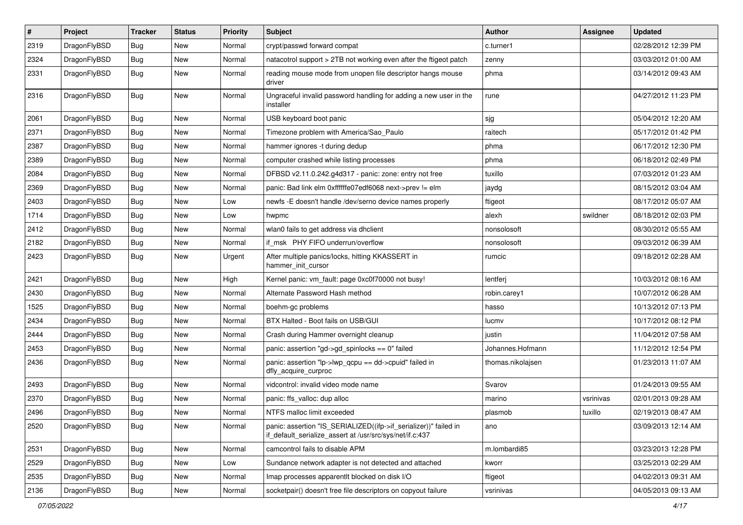| # | Project | Tracker | Status | Priority | Subject | Author | Assignee | Updated |
| --- | --- | --- | --- | --- | --- | --- | --- | --- |
| 2319 | DragonFlyBSD | Bug | New | Normal | crypt/passwd forward compat | c.turner1 | | 02/28/2012 12:39 PM |
| 2324 | DragonFlyBSD | Bug | New | Normal | natacotrol support > 2TB not working even after the ftigeot patch | zenny | | 03/03/2012 01:00 AM |
| 2331 | DragonFlyBSD | Bug | New | Normal | reading mouse mode from unopen file descriptor hangs mouse driver | phma | | 03/14/2012 09:43 AM |
| 2316 | DragonFlyBSD | Bug | New | Normal | Ungraceful invalid password handling for adding a new user in the installer | rune | | 04/27/2012 11:23 PM |
| 2061 | DragonFlyBSD | Bug | New | Normal | USB keyboard boot panic | sjg | | 05/04/2012 12:20 AM |
| 2371 | DragonFlyBSD | Bug | New | Normal | Timezone problem with America/Sao_Paulo | raitech | | 05/17/2012 01:42 PM |
| 2387 | DragonFlyBSD | Bug | New | Normal | hammer ignores -t during dedup | phma | | 06/17/2012 12:30 PM |
| 2389 | DragonFlyBSD | Bug | New | Normal | computer crashed while listing processes | phma | | 06/18/2012 02:49 PM |
| 2084 | DragonFlyBSD | Bug | New | Normal | DFBSD v2.11.0.242.g4d317 - panic: zone: entry not free | tuxillo | | 07/03/2012 01:23 AM |
| 2369 | DragonFlyBSD | Bug | New | Normal | panic: Bad link elm 0xffffffe07edf6068 next->prev != elm | jaydg | | 08/15/2012 03:04 AM |
| 2403 | DragonFlyBSD | Bug | New | Low | newfs -E doesn't handle /dev/serno device names properly | ftigeot | | 08/17/2012 05:07 AM |
| 1714 | DragonFlyBSD | Bug | New | Low | hwpmc | alexh | swildner | 08/18/2012 02:03 PM |
| 2412 | DragonFlyBSD | Bug | New | Normal | wlan0 fails to get address via dhclient | nonsolosoft | | 08/30/2012 05:55 AM |
| 2182 | DragonFlyBSD | Bug | New | Normal | if_msk PHY FIFO underrun/overflow | nonsolosoft | | 09/03/2012 06:39 AM |
| 2423 | DragonFlyBSD | Bug | New | Urgent | After multiple panics/locks, hitting KKASSERT in hammer_init_cursor | rumcic | | 09/18/2012 02:28 AM |
| 2421 | DragonFlyBSD | Bug | New | High | Kernel panic: vm_fault: page 0xc0f70000 not busy! | lentferj | | 10/03/2012 08:16 AM |
| 2430 | DragonFlyBSD | Bug | New | Normal | Alternate Password Hash method | robin.carey1 | | 10/07/2012 06:28 AM |
| 1525 | DragonFlyBSD | Bug | New | Normal | boehm-gc problems | hasso | | 10/13/2012 07:13 PM |
| 2434 | DragonFlyBSD | Bug | New | Normal | BTX Halted - Boot fails on USB/GUI | lucmv | | 10/17/2012 08:12 PM |
| 2444 | DragonFlyBSD | Bug | New | Normal | Crash during Hammer overnight cleanup | justin | | 11/04/2012 07:58 AM |
| 2453 | DragonFlyBSD | Bug | New | Normal | panic: assertion "gd->gd_spinlocks == 0" failed | Johannes.Hofmann | | 11/12/2012 12:54 PM |
| 2436 | DragonFlyBSD | Bug | New | Normal | panic: assertion "lp->lwp_qcpu == dd->cpuid" failed in dfly_acquire_curproc | thomas.nikolajsen | | 01/23/2013 11:07 AM |
| 2493 | DragonFlyBSD | Bug | New | Normal | vidcontrol: invalid video mode name | Svarov | | 01/24/2013 09:55 AM |
| 2370 | DragonFlyBSD | Bug | New | Normal | panic: ffs_valloc: dup alloc | marino | vsrinivas | 02/01/2013 09:28 AM |
| 2496 | DragonFlyBSD | Bug | New | Normal | NTFS malloc limit exceeded | plasmob | tuxillo | 02/19/2013 08:47 AM |
| 2520 | DragonFlyBSD | Bug | New | Normal | panic: assertion "IS_SERIALIZED((ifp->if_serializer))" failed in if_default_serialize_assert at /usr/src/sys/net/if.c:437 | ano | | 03/09/2013 12:14 AM |
| 2531 | DragonFlyBSD | Bug | New | Normal | camcontrol fails to disable APM | m.lombardi85 | | 03/23/2013 12:28 PM |
| 2529 | DragonFlyBSD | Bug | New | Low | Sundance network adapter is not detected and attached | kworr | | 03/25/2013 02:29 AM |
| 2535 | DragonFlyBSD | Bug | New | Normal | Imap processes apparentlt blocked on disk I/O | ftigeot | | 04/02/2013 09:31 AM |
| 2136 | DragonFlyBSD | Bug | New | Normal | socketpair() doesn't free file descriptors on copyout failure | vsrinivas | | 04/05/2013 09:13 AM |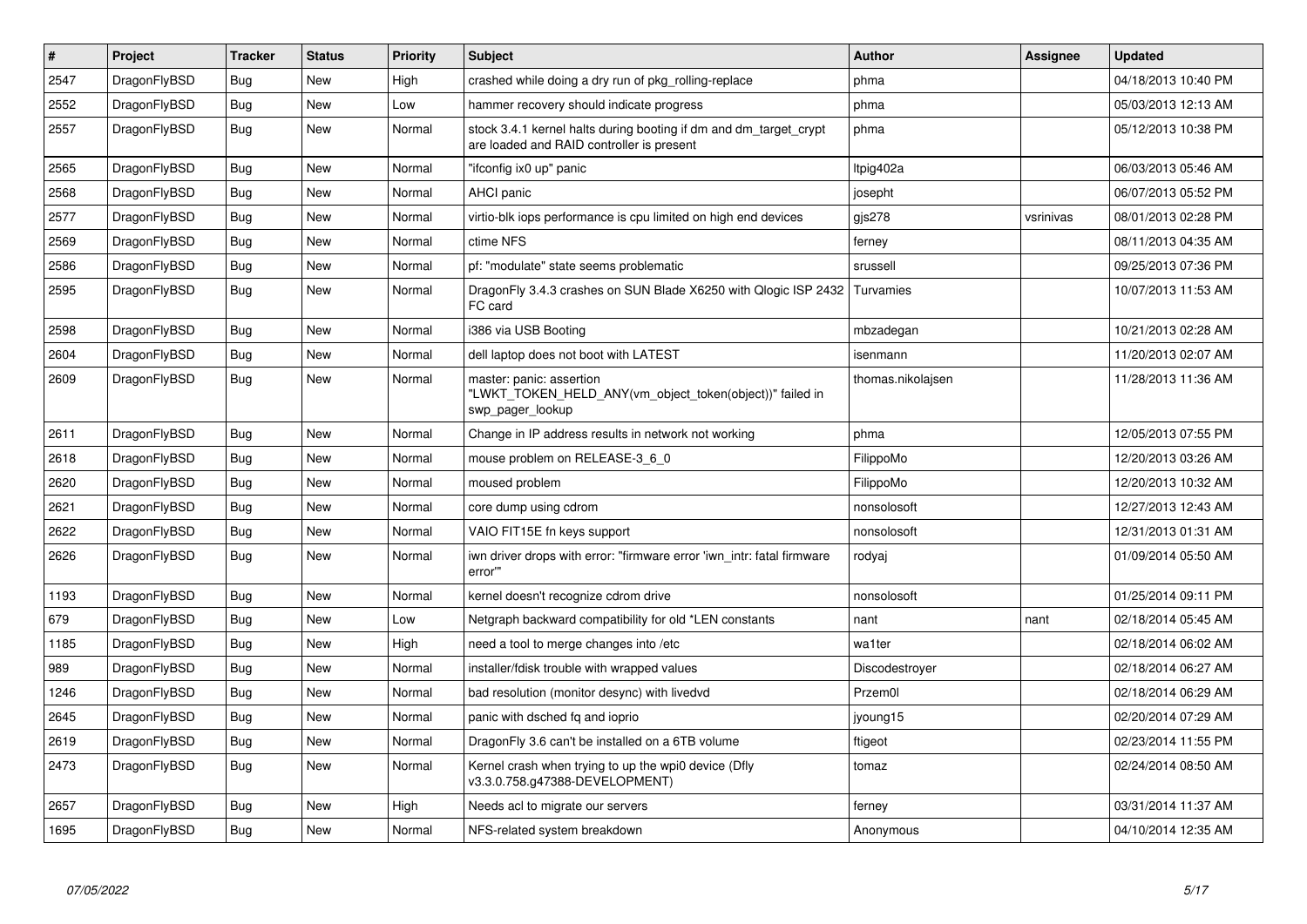| # | Project | Tracker | Status | Priority | Subject | Author | Assignee | Updated |
|---|---|---|---|---|---|---|---|---|
| 2547 | DragonFlyBSD | Bug | New | High | crashed while doing a dry run of pkg_rolling-replace | phma | | 04/18/2013 10:40 PM |
| 2552 | DragonFlyBSD | Bug | New | Low | hammer recovery should indicate progress | phma | | 05/03/2013 12:13 AM |
| 2557 | DragonFlyBSD | Bug | New | Normal | stock 3.4.1 kernel halts during booting if dm and dm_target_crypt are loaded and RAID controller is present | phma | | 05/12/2013 10:38 PM |
| 2565 | DragonFlyBSD | Bug | New | Normal | "ifconfig ix0 up" panic | ltpig402a | | 06/03/2013 05:46 AM |
| 2568 | DragonFlyBSD | Bug | New | Normal | AHCI panic | josepht | | 06/07/2013 05:52 PM |
| 2577 | DragonFlyBSD | Bug | New | Normal | virtio-blk iops performance is cpu limited on high end devices | gjs278 | vsrinivas | 08/01/2013 02:28 PM |
| 2569 | DragonFlyBSD | Bug | New | Normal | ctime NFS | ferney | | 08/11/2013 04:35 AM |
| 2586 | DragonFlyBSD | Bug | New | Normal | pf: "modulate" state seems problematic | srussell | | 09/25/2013 07:36 PM |
| 2595 | DragonFlyBSD | Bug | New | Normal | DragonFly 3.4.3 crashes on SUN Blade X6250 with Qlogic ISP 2432 FC card | Turvamies | | 10/07/2013 11:53 AM |
| 2598 | DragonFlyBSD | Bug | New | Normal | i386 via USB Booting | mbzadegan | | 10/21/2013 02:28 AM |
| 2604 | DragonFlyBSD | Bug | New | Normal | dell laptop does not boot with LATEST | isenmann | | 11/20/2013 02:07 AM |
| 2609 | DragonFlyBSD | Bug | New | Normal | master: panic: assertion "LWKT_TOKEN_HELD_ANY(vm_object_token(object))" failed in swp_pager_lookup | thomas.nikolajsen | | 11/28/2013 11:36 AM |
| 2611 | DragonFlyBSD | Bug | New | Normal | Change in IP address results in network not working | phma | | 12/05/2013 07:55 PM |
| 2618 | DragonFlyBSD | Bug | New | Normal | mouse problem on RELEASE-3_6_0 | FilippoMo | | 12/20/2013 03:26 AM |
| 2620 | DragonFlyBSD | Bug | New | Normal | moused problem | FilippoMo | | 12/20/2013 10:32 AM |
| 2621 | DragonFlyBSD | Bug | New | Normal | core dump using cdrom | nonsolosoft | | 12/27/2013 12:43 AM |
| 2622 | DragonFlyBSD | Bug | New | Normal | VAIO FIT15E fn keys support | nonsolosoft | | 12/31/2013 01:31 AM |
| 2626 | DragonFlyBSD | Bug | New | Normal | iwn driver drops with error: "firmware error 'iwn_intr: fatal firmware error'" | rodyaj | | 01/09/2014 05:50 AM |
| 1193 | DragonFlyBSD | Bug | New | Normal | kernel doesn't recognize cdrom drive | nonsolosoft | | 01/25/2014 09:11 PM |
| 679 | DragonFlyBSD | Bug | New | Low | Netgraph backward compatibility for old *LEN constants | nant | nant | 02/18/2014 05:45 AM |
| 1185 | DragonFlyBSD | Bug | New | High | need a tool to merge changes into /etc | wa1ter | | 02/18/2014 06:02 AM |
| 989 | DragonFlyBSD | Bug | New | Normal | installer/fdisk trouble with wrapped values | Discodestroyer | | 02/18/2014 06:27 AM |
| 1246 | DragonFlyBSD | Bug | New | Normal | bad resolution (monitor desync) with livedvd | Przem0l | | 02/18/2014 06:29 AM |
| 2645 | DragonFlyBSD | Bug | New | Normal | panic with dsched fq and ioprio | jyoung15 | | 02/20/2014 07:29 AM |
| 2619 | DragonFlyBSD | Bug | New | Normal | DragonFly 3.6 can't be installed on a 6TB volume | ftigeot | | 02/23/2014 11:55 PM |
| 2473 | DragonFlyBSD | Bug | New | Normal | Kernel crash when trying to up the wpi0 device (Dfly v3.3.0.758.g47388-DEVELOPMENT) | tomaz | | 02/24/2014 08:50 AM |
| 2657 | DragonFlyBSD | Bug | New | High | Needs acl to migrate our servers | ferney | | 03/31/2014 11:37 AM |
| 1695 | DragonFlyBSD | Bug | New | Normal | NFS-related system breakdown | Anonymous | | 04/10/2014 12:35 AM |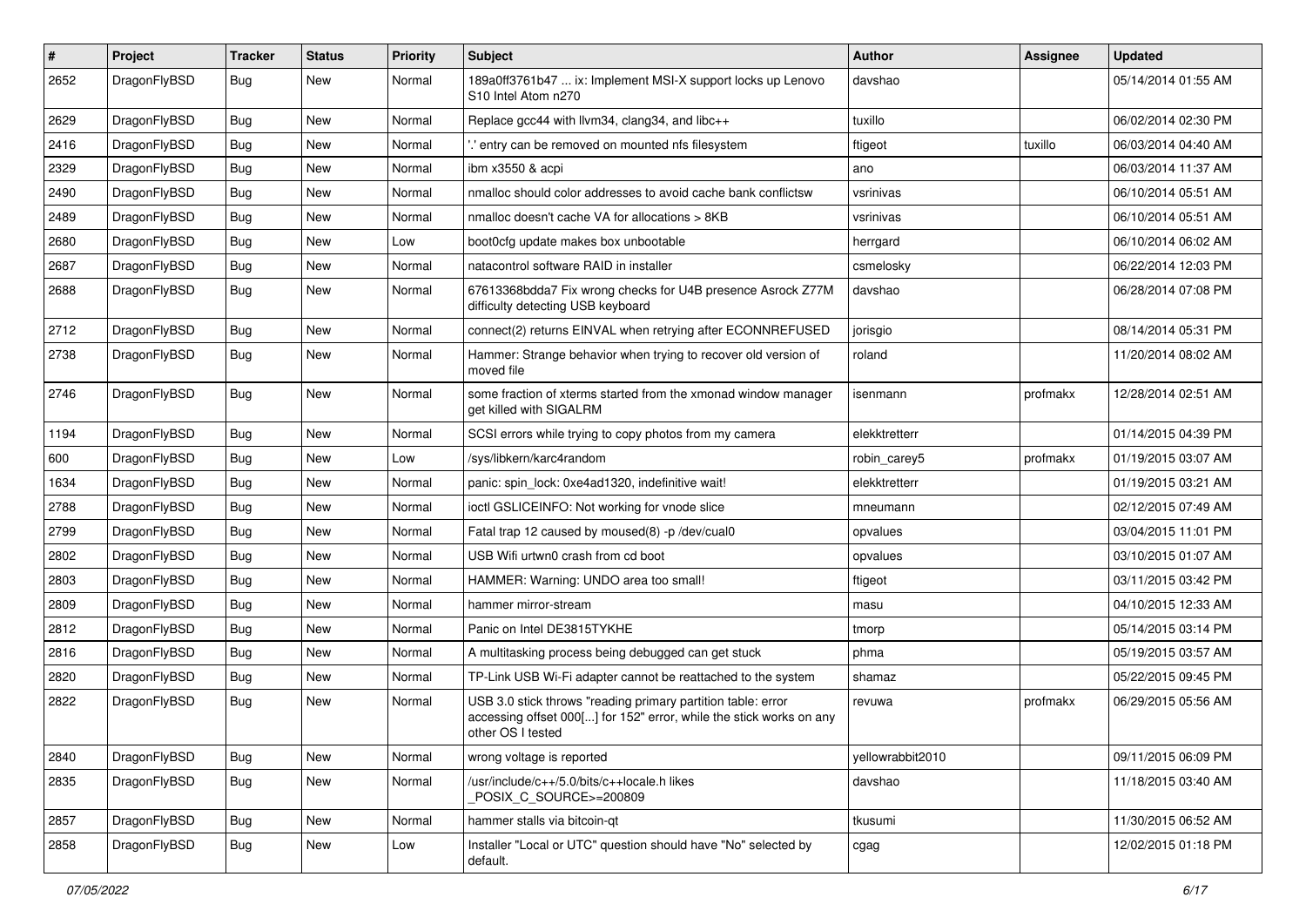| # | Project | Tracker | Status | Priority | Subject | Author | Assignee | Updated |
|---|---|---|---|---|---|---|---|---|
| 2652 | DragonFlyBSD | Bug | New | Normal | 189a0ff3761b47 ... ix: Implement MSI-X support locks up Lenovo S10 Intel Atom n270 | davshao | | 05/14/2014 01:55 AM |
| 2629 | DragonFlyBSD | Bug | New | Normal | Replace gcc44 with llvm34, clang34, and libc++ | tuxillo | | 06/02/2014 02:30 PM |
| 2416 | DragonFlyBSD | Bug | New | Normal | '.' entry can be removed on mounted nfs filesystem | ftigeot | tuxillo | 06/03/2014 04:40 AM |
| 2329 | DragonFlyBSD | Bug | New | Normal | ibm x3550 & acpi | ano | | 06/03/2014 11:37 AM |
| 2490 | DragonFlyBSD | Bug | New | Normal | nmalloc should color addresses to avoid cache bank conflictsw | vsrinivas | | 06/10/2014 05:51 AM |
| 2489 | DragonFlyBSD | Bug | New | Normal | nmalloc doesn't cache VA for allocations > 8KB | vsrinivas | | 06/10/2014 05:51 AM |
| 2680 | DragonFlyBSD | Bug | New | Low | boot0cfg update makes box unbootable | herrgard | | 06/10/2014 06:02 AM |
| 2687 | DragonFlyBSD | Bug | New | Normal | natacontrol software RAID in installer | csmelosky | | 06/22/2014 12:03 PM |
| 2688 | DragonFlyBSD | Bug | New | Normal | 67613368bdda7 Fix wrong checks for U4B presence Asrock Z77M difficulty detecting USB keyboard | davshao | | 06/28/2014 07:08 PM |
| 2712 | DragonFlyBSD | Bug | New | Normal | connect(2) returns EINVAL when retrying after ECONNREFUSED | jorisgio | | 08/14/2014 05:31 PM |
| 2738 | DragonFlyBSD | Bug | New | Normal | Hammer: Strange behavior when trying to recover old version of moved file | roland | | 11/20/2014 08:02 AM |
| 2746 | DragonFlyBSD | Bug | New | Normal | some fraction of xterms started from the xmonad window manager get killed with SIGALRM | isenmann | profmakx | 12/28/2014 02:51 AM |
| 1194 | DragonFlyBSD | Bug | New | Normal | SCSI errors while trying to copy photos from my camera | elekktretterr | | 01/14/2015 04:39 PM |
| 600 | DragonFlyBSD | Bug | New | Low | /sys/libkern/karc4random | robin_carey5 | profmakx | 01/19/2015 03:07 AM |
| 1634 | DragonFlyBSD | Bug | New | Normal | panic: spin_lock: 0xe4ad1320, indefinitive wait! | elekktretterr | | 01/19/2015 03:21 AM |
| 2788 | DragonFlyBSD | Bug | New | Normal | ioctl GSLICEINFO: Not working for vnode slice | mneumann | | 02/12/2015 07:49 AM |
| 2799 | DragonFlyBSD | Bug | New | Normal | Fatal trap 12 caused by moused(8) -p /dev/cual0 | opvalues | | 03/04/2015 11:01 PM |
| 2802 | DragonFlyBSD | Bug | New | Normal | USB Wifi urtwn0 crash from cd boot | opvalues | | 03/10/2015 01:07 AM |
| 2803 | DragonFlyBSD | Bug | New | Normal | HAMMER: Warning: UNDO area too small! | ftigeot | | 03/11/2015 03:42 PM |
| 2809 | DragonFlyBSD | Bug | New | Normal | hammer mirror-stream | masu | | 04/10/2015 12:33 AM |
| 2812 | DragonFlyBSD | Bug | New | Normal | Panic on Intel DE3815TYKHE | tmorp | | 05/14/2015 03:14 PM |
| 2816 | DragonFlyBSD | Bug | New | Normal | A multitasking process being debugged can get stuck | phma | | 05/19/2015 03:57 AM |
| 2820 | DragonFlyBSD | Bug | New | Normal | TP-Link USB Wi-Fi adapter cannot be reattached to the system | shamaz | | 05/22/2015 09:45 PM |
| 2822 | DragonFlyBSD | Bug | New | Normal | USB 3.0 stick throws "reading primary partition table: error accessing offset 000[...] for 152" error, while the stick works on any other OS I tested | revuwa | profmakx | 06/29/2015 05:56 AM |
| 2840 | DragonFlyBSD | Bug | New | Normal | wrong voltage is reported | yellowrabbit2010 | | 09/11/2015 06:09 PM |
| 2835 | DragonFlyBSD | Bug | New | Normal | /usr/include/c++/5.0/bits/c++locale.h likes _POSIX_C_SOURCE>=200809 | davshao | | 11/18/2015 03:40 AM |
| 2857 | DragonFlyBSD | Bug | New | Normal | hammer stalls via bitcoin-qt | tkusumi | | 11/30/2015 06:52 AM |
| 2858 | DragonFlyBSD | Bug | New | Low | Installer "Local or UTC" question should have "No" selected by default. | cgag | | 12/02/2015 01:18 PM |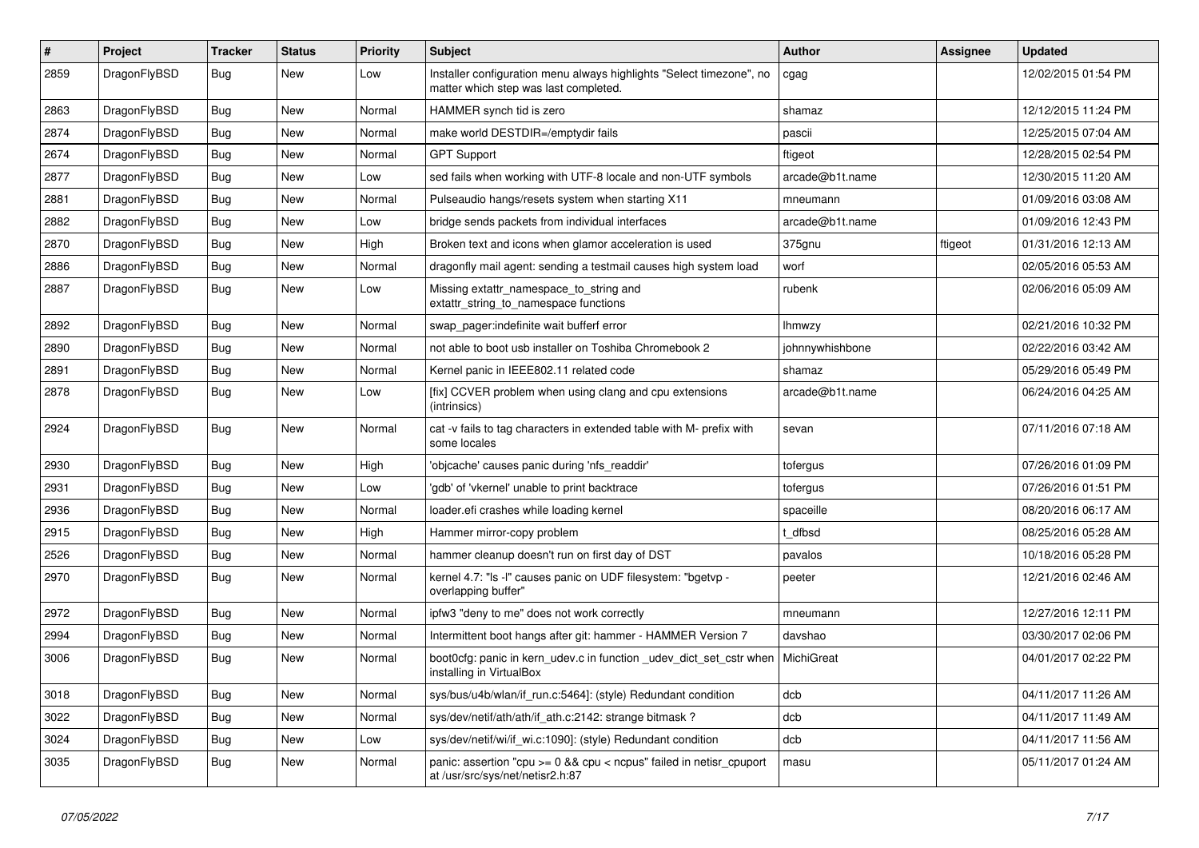| # | Project | Tracker | Status | Priority | Subject | Author | Assignee | Updated |
|---|---|---|---|---|---|---|---|---|
| 2859 | DragonFlyBSD | Bug | New | Low | Installer configuration menu always highlights "Select timezone", no matter which step was last completed. | cgag | | 12/02/2015 01:54 PM |
| 2863 | DragonFlyBSD | Bug | New | Normal | HAMMER synch tid is zero | shamaz | | 12/12/2015 11:24 PM |
| 2874 | DragonFlyBSD | Bug | New | Normal | make world DESTDIR=/emptydir fails | pascii | | 12/25/2015 07:04 AM |
| 2674 | DragonFlyBSD | Bug | New | Normal | GPT Support | ftigeot | | 12/28/2015 02:54 PM |
| 2877 | DragonFlyBSD | Bug | New | Low | sed fails when working with UTF-8 locale and non-UTF symbols | arcade@b1t.name | | 12/30/2015 11:20 AM |
| 2881 | DragonFlyBSD | Bug | New | Normal | Pulseaudio hangs/resets system when starting X11 | mneumann | | 01/09/2016 03:08 AM |
| 2882 | DragonFlyBSD | Bug | New | Low | bridge sends packets from individual interfaces | arcade@b1t.name | | 01/09/2016 12:43 PM |
| 2870 | DragonFlyBSD | Bug | New | High | Broken text and icons when glamor acceleration is used | 375gnu | ftigeot | 01/31/2016 12:13 AM |
| 2886 | DragonFlyBSD | Bug | New | Normal | dragonfly mail agent: sending a testmail causes high system load | worf | | 02/05/2016 05:53 AM |
| 2887 | DragonFlyBSD | Bug | New | Low | Missing extattr_namespace_to_string and extattr_string_to_namespace functions | rubenk | | 02/06/2016 05:09 AM |
| 2892 | DragonFlyBSD | Bug | New | Normal | swap_pager:indefinite wait bufferf error | lhmwzy | | 02/21/2016 10:32 PM |
| 2890 | DragonFlyBSD | Bug | New | Normal | not able to boot usb installer on Toshiba Chromebook 2 | johnnywhishbone | | 02/22/2016 03:42 AM |
| 2891 | DragonFlyBSD | Bug | New | Normal | Kernel panic in IEEE802.11 related code | shamaz | | 05/29/2016 05:49 PM |
| 2878 | DragonFlyBSD | Bug | New | Low | [fix] CCVER problem when using clang and cpu extensions (intrinsics) | arcade@b1t.name | | 06/24/2016 04:25 AM |
| 2924 | DragonFlyBSD | Bug | New | Normal | cat -v fails to tag characters in extended table with M- prefix with some locales | sevan | | 07/11/2016 07:18 AM |
| 2930 | DragonFlyBSD | Bug | New | High | 'objcache' causes panic during 'nfs_readdir' | tofergus | | 07/26/2016 01:09 PM |
| 2931 | DragonFlyBSD | Bug | New | Low | 'gdb' of 'vkernel' unable to print backtrace | tofergus | | 07/26/2016 01:51 PM |
| 2936 | DragonFlyBSD | Bug | New | Normal | loader.efi crashes while loading kernel | spaceille | | 08/20/2016 06:17 AM |
| 2915 | DragonFlyBSD | Bug | New | High | Hammer mirror-copy problem | t_dfbsd | | 08/25/2016 05:28 AM |
| 2526 | DragonFlyBSD | Bug | New | Normal | hammer cleanup doesn't run on first day of DST | pavalos | | 10/18/2016 05:28 PM |
| 2970 | DragonFlyBSD | Bug | New | Normal | kernel 4.7: "ls -l" causes panic on UDF filesystem: "bgetvp - overlapping buffer" | peeter | | 12/21/2016 02:46 AM |
| 2972 | DragonFlyBSD | Bug | New | Normal | ipfw3 "deny to me" does not work correctly | mneumann | | 12/27/2016 12:11 PM |
| 2994 | DragonFlyBSD | Bug | New | Normal | Intermittent boot hangs after git: hammer - HAMMER Version 7 | davshao | | 03/30/2017 02:06 PM |
| 3006 | DragonFlyBSD | Bug | New | Normal | boot0cfg: panic in kern_udev.c in function _udev_dict_set_cstr when installing in VirtualBox | MichiGreat | | 04/01/2017 02:22 PM |
| 3018 | DragonFlyBSD | Bug | New | Normal | sys/bus/u4b/wlan/if_run.c:5464]: (style) Redundant condition | dcb | | 04/11/2017 11:26 AM |
| 3022 | DragonFlyBSD | Bug | New | Normal | sys/dev/netif/ath/ath/if_ath.c:2142: strange bitmask ? | dcb | | 04/11/2017 11:49 AM |
| 3024 | DragonFlyBSD | Bug | New | Low | sys/dev/netif/wi/if_wi.c:1090]: (style) Redundant condition | dcb | | 04/11/2017 11:56 AM |
| 3035 | DragonFlyBSD | Bug | New | Normal | panic: assertion "cpu >= 0 && cpu < ncpus" failed in netisr_cpuport at /usr/src/sys/net/netisr2.h:87 | masu | | 05/11/2017 01:24 AM |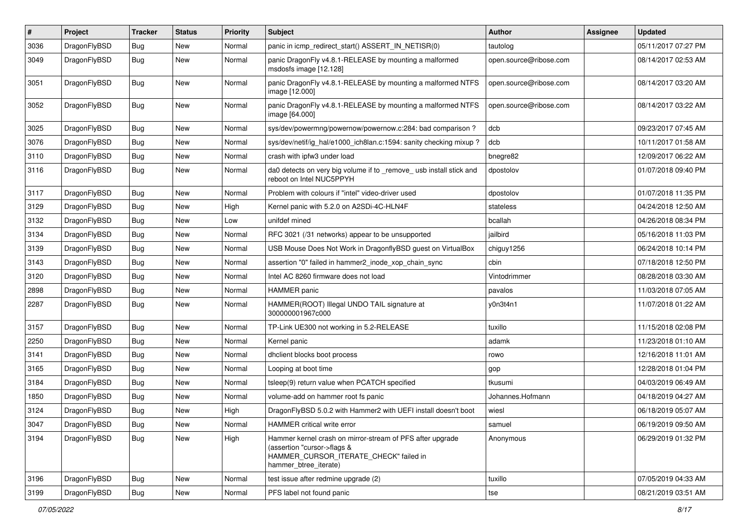| # | Project | Tracker | Status | Priority | Subject | Author | Assignee | Updated |
| --- | --- | --- | --- | --- | --- | --- | --- | --- |
| 3036 | DragonFlyBSD | Bug | New | Normal | panic in icmp_redirect_start() ASSERT_IN_NETISR(0) | tautolog | | 05/11/2017 07:27 PM |
| 3049 | DragonFlyBSD | Bug | New | Normal | panic DragonFly v4.8.1-RELEASE by mounting a malformed msdosfs image [12.128] | open.source@ribose.com | | 08/14/2017 02:53 AM |
| 3051 | DragonFlyBSD | Bug | New | Normal | panic DragonFly v4.8.1-RELEASE by mounting a malformed NTFS image [12.000] | open.source@ribose.com | | 08/14/2017 03:20 AM |
| 3052 | DragonFlyBSD | Bug | New | Normal | panic DragonFly v4.8.1-RELEASE by mounting a malformed NTFS image [64.000] | open.source@ribose.com | | 08/14/2017 03:22 AM |
| 3025 | DragonFlyBSD | Bug | New | Normal | sys/dev/powermng/powernow/powernow.c:284: bad comparison ? | dcb | | 09/23/2017 07:45 AM |
| 3076 | DragonFlyBSD | Bug | New | Normal | sys/dev/netif/ig_hal/e1000_ich8lan.c:1594: sanity checking mixup ? | dcb | | 10/11/2017 01:58 AM |
| 3110 | DragonFlyBSD | Bug | New | Normal | crash with ipfw3 under load | bnegre82 | | 12/09/2017 06:22 AM |
| 3116 | DragonFlyBSD | Bug | New | Normal | da0 detects on very big volume if to _remove_ usb install stick and reboot on Intel NUC5PPYH | dpostolov | | 01/07/2018 09:40 PM |
| 3117 | DragonFlyBSD | Bug | New | Normal | Problem with colours if "intel" video-driver used | dpostolov | | 01/07/2018 11:35 PM |
| 3129 | DragonFlyBSD | Bug | New | High | Kernel panic with 5.2.0 on A2SDi-4C-HLN4F | stateless | | 04/24/2018 12:50 AM |
| 3132 | DragonFlyBSD | Bug | New | Low | unifdef mined | bcallah | | 04/26/2018 08:34 PM |
| 3134 | DragonFlyBSD | Bug | New | Normal | RFC 3021 (/31 networks) appear to be unsupported | jailbird | | 05/16/2018 11:03 PM |
| 3139 | DragonFlyBSD | Bug | New | Normal | USB Mouse Does Not Work in DragonflyBSD guest on VirtualBox | chiguy1256 | | 06/24/2018 10:14 PM |
| 3143 | DragonFlyBSD | Bug | New | Normal | assertion "0" failed in hammer2_inode_xop_chain_sync | cbin | | 07/18/2018 12:50 PM |
| 3120 | DragonFlyBSD | Bug | New | Normal | Intel AC 8260 firmware does not load | Vintodrimmer | | 08/28/2018 03:30 AM |
| 2898 | DragonFlyBSD | Bug | New | Normal | HAMMER panic | pavalos | | 11/03/2018 07:05 AM |
| 2287 | DragonFlyBSD | Bug | New | Normal | HAMMER(ROOT) Illegal UNDO TAIL signature at 300000001967c000 | y0n3t4n1 | | 11/07/2018 01:22 AM |
| 3157 | DragonFlyBSD | Bug | New | Normal | TP-Link UE300 not working in 5.2-RELEASE | tuxillo | | 11/15/2018 02:08 PM |
| 2250 | DragonFlyBSD | Bug | New | Normal | Kernel panic | adamk | | 11/23/2018 01:10 AM |
| 3141 | DragonFlyBSD | Bug | New | Normal | dhclient blocks boot process | rowo | | 12/16/2018 11:01 AM |
| 3165 | DragonFlyBSD | Bug | New | Normal | Looping at boot time | gop | | 12/28/2018 01:04 PM |
| 3184 | DragonFlyBSD | Bug | New | Normal | tsleep(9) return value when PCATCH specified | tkusumi | | 04/03/2019 06:49 AM |
| 1850 | DragonFlyBSD | Bug | New | Normal | volume-add on hammer root fs panic | Johannes.Hofmann | | 04/18/2019 04:27 AM |
| 3124 | DragonFlyBSD | Bug | New | High | DragonFlyBSD 5.0.2 with Hammer2 with UEFI install doesn't boot | wiesl | | 06/18/2019 05:07 AM |
| 3047 | DragonFlyBSD | Bug | New | Normal | HAMMER critical write error | samuel | | 06/19/2019 09:50 AM |
| 3194 | DragonFlyBSD | Bug | New | High | Hammer kernel crash on mirror-stream of PFS after upgrade (assertion "cursor->flags & HAMMER_CURSOR_ITERATE_CHECK" failed in hammer_btree_iterate) | Anonymous | | 06/29/2019 01:32 PM |
| 3196 | DragonFlyBSD | Bug | New | Normal | test issue after redmine upgrade (2) | tuxillo | | 07/05/2019 04:33 AM |
| 3199 | DragonFlyBSD | Bug | New | Normal | PFS label not found panic | tse | | 08/21/2019 03:51 AM |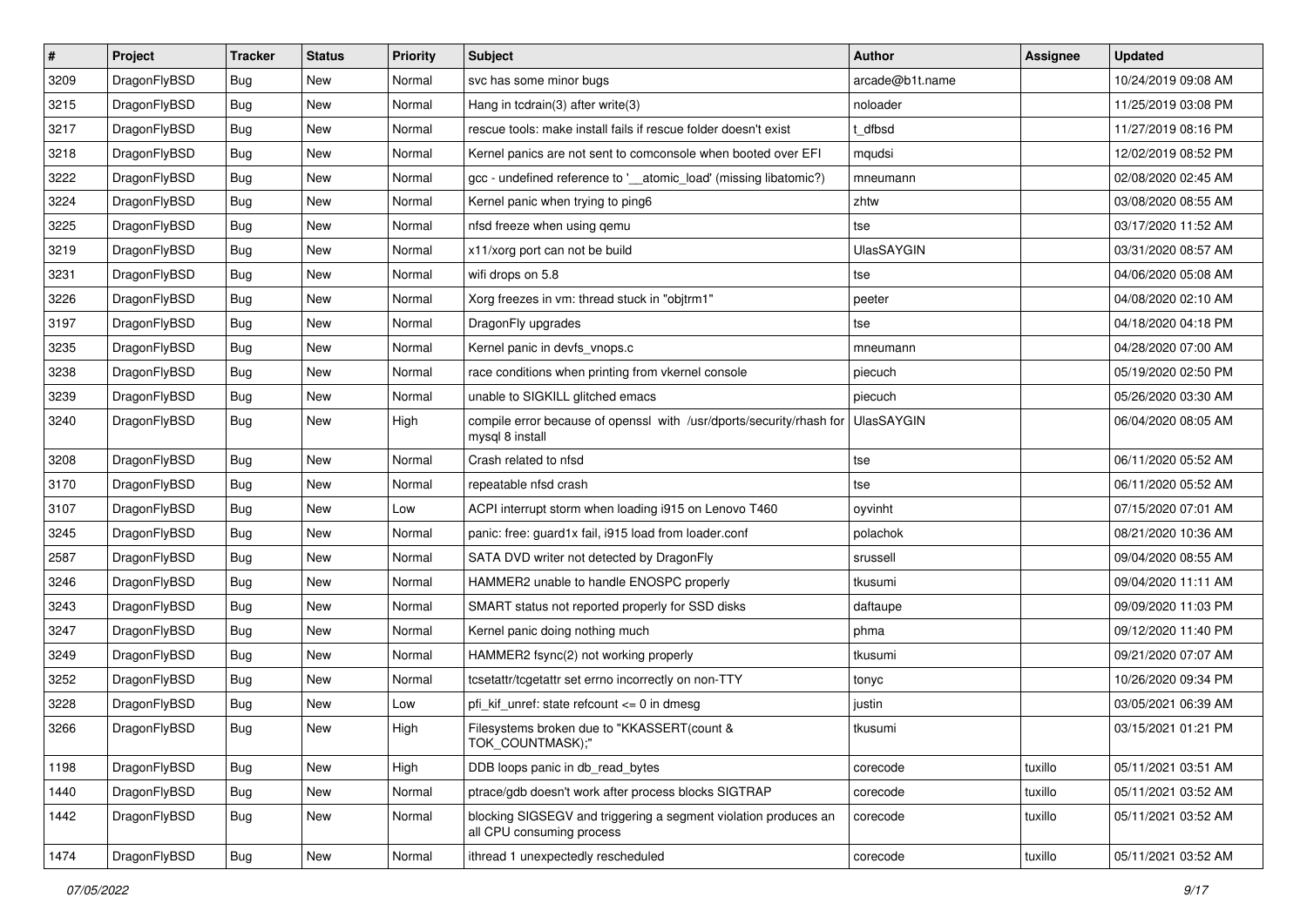| # | Project | Tracker | Status | Priority | Subject | Author | Assignee | Updated |
|---|---|---|---|---|---|---|---|---|
| 3209 | DragonFlyBSD | Bug | New | Normal | svc has some minor bugs | arcade@b1t.name | | 10/24/2019 09:08 AM |
| 3215 | DragonFlyBSD | Bug | New | Normal | Hang in tcdrain(3) after write(3) | noloader | | 11/25/2019 03:08 PM |
| 3217 | DragonFlyBSD | Bug | New | Normal | rescue tools: make install fails if rescue folder doesn't exist | t_dfbsd | | 11/27/2019 08:16 PM |
| 3218 | DragonFlyBSD | Bug | New | Normal | Kernel panics are not sent to comconsole when booted over EFI | mqudsi | | 12/02/2019 08:52 PM |
| 3222 | DragonFlyBSD | Bug | New | Normal | gcc - undefined reference to '__atomic_load' (missing libatomic?) | mneumann | | 02/08/2020 02:45 AM |
| 3224 | DragonFlyBSD | Bug | New | Normal | Kernel panic when trying to ping6 | zhtw | | 03/08/2020 08:55 AM |
| 3225 | DragonFlyBSD | Bug | New | Normal | nfsd freeze when using qemu | tse | | 03/17/2020 11:52 AM |
| 3219 | DragonFlyBSD | Bug | New | Normal | x11/xorg port can not be build | UlasSAYGIN | | 03/31/2020 08:57 AM |
| 3231 | DragonFlyBSD | Bug | New | Normal | wifi drops on 5.8 | tse | | 04/06/2020 05:08 AM |
| 3226 | DragonFlyBSD | Bug | New | Normal | Xorg freezes in vm: thread stuck in "objtrm1" | peeter | | 04/08/2020 02:10 AM |
| 3197 | DragonFlyBSD | Bug | New | Normal | DragonFly upgrades | tse | | 04/18/2020 04:18 PM |
| 3235 | DragonFlyBSD | Bug | New | Normal | Kernel panic in devfs_vnops.c | mneumann | | 04/28/2020 07:00 AM |
| 3238 | DragonFlyBSD | Bug | New | Normal | race conditions when printing from vkernel console | piecuch | | 05/19/2020 02:50 PM |
| 3239 | DragonFlyBSD | Bug | New | Normal | unable to SIGKILL glitched emacs | piecuch | | 05/26/2020 03:30 AM |
| 3240 | DragonFlyBSD | Bug | New | High | compile error because of openssl with /usr/dports/security/rhash for mysql 8 install | UlasSAYGIN | | 06/04/2020 08:05 AM |
| 3208 | DragonFlyBSD | Bug | New | Normal | Crash related to nfsd | tse | | 06/11/2020 05:52 AM |
| 3170 | DragonFlyBSD | Bug | New | Normal | repeatable nfsd crash | tse | | 06/11/2020 05:52 AM |
| 3107 | DragonFlyBSD | Bug | New | Low | ACPI interrupt storm when loading i915 on Lenovo T460 | oyvinht | | 07/15/2020 07:01 AM |
| 3245 | DragonFlyBSD | Bug | New | Normal | panic: free: guard1x fail, i915 load from loader.conf | polachok | | 08/21/2020 10:36 AM |
| 2587 | DragonFlyBSD | Bug | New | Normal | SATA DVD writer not detected by DragonFly | srussell | | 09/04/2020 08:55 AM |
| 3246 | DragonFlyBSD | Bug | New | Normal | HAMMER2 unable to handle ENOSPC properly | tkusumi | | 09/04/2020 11:11 AM |
| 3243 | DragonFlyBSD | Bug | New | Normal | SMART status not reported properly for SSD disks | daftaupe | | 09/09/2020 11:03 PM |
| 3247 | DragonFlyBSD | Bug | New | Normal | Kernel panic doing nothing much | phma | | 09/12/2020 11:40 PM |
| 3249 | DragonFlyBSD | Bug | New | Normal | HAMMER2 fsync(2) not working properly | tkusumi | | 09/21/2020 07:07 AM |
| 3252 | DragonFlyBSD | Bug | New | Normal | tcsetattr/tcgetattr set errno incorrectly on non-TTY | tonyc | | 10/26/2020 09:34 PM |
| 3228 | DragonFlyBSD | Bug | New | Low | pfi_kif_unref: state refcount <= 0 in dmesg | justin | | 03/05/2021 06:39 AM |
| 3266 | DragonFlyBSD | Bug | New | High | Filesystems broken due to "KKASSERT(count & TOK_COUNTMASK);" | tkusumi | | 03/15/2021 01:21 PM |
| 1198 | DragonFlyBSD | Bug | New | High | DDB loops panic in db_read_bytes | corecode | tuxillo | 05/11/2021 03:51 AM |
| 1440 | DragonFlyBSD | Bug | New | Normal | ptrace/gdb doesn't work after process blocks SIGTRAP | corecode | tuxillo | 05/11/2021 03:52 AM |
| 1442 | DragonFlyBSD | Bug | New | Normal | blocking SIGSEGV and triggering a segment violation produces an all CPU consuming process | corecode | tuxillo | 05/11/2021 03:52 AM |
| 1474 | DragonFlyBSD | Bug | New | Normal | ithread 1 unexpectedly rescheduled | corecode | tuxillo | 05/11/2021 03:52 AM |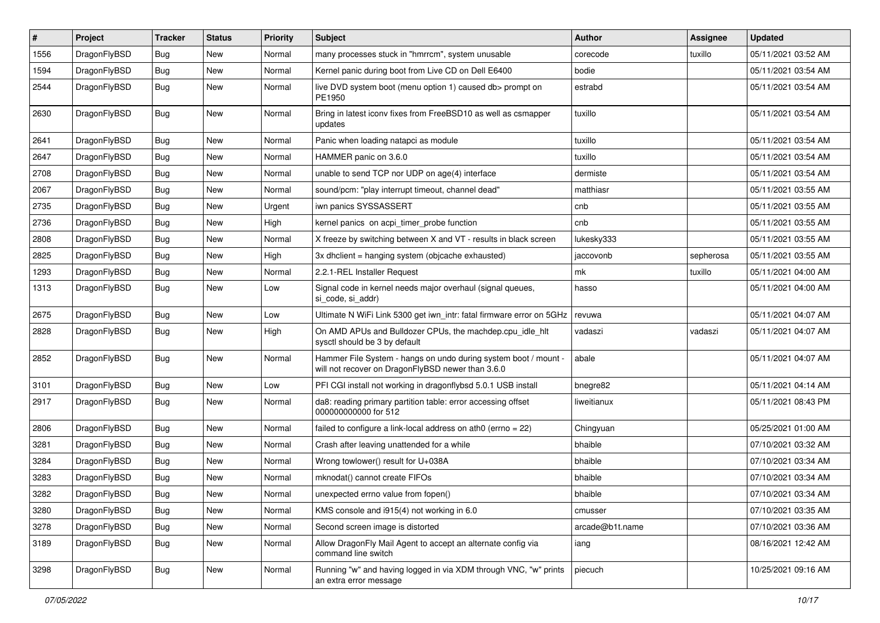| # | Project | Tracker | Status | Priority | Subject | Author | Assignee | Updated |
|---|---|---|---|---|---|---|---|---|
| 1556 | DragonFlyBSD | Bug | New | Normal | many processes stuck in "hmrrcm", system unusable | corecode | tuxillo | 05/11/2021 03:52 AM |
| 1594 | DragonFlyBSD | Bug | New | Normal | Kernel panic during boot from Live CD on Dell E6400 | bodie | | 05/11/2021 03:54 AM |
| 2544 | DragonFlyBSD | Bug | New | Normal | live DVD system boot (menu option 1) caused db> prompt on PE1950 | estrabd | | 05/11/2021 03:54 AM |
| 2630 | DragonFlyBSD | Bug | New | Normal | Bring in latest iconv fixes from FreeBSD10 as well as csmapper updates | tuxillo | | 05/11/2021 03:54 AM |
| 2641 | DragonFlyBSD | Bug | New | Normal | Panic when loading natapci as module | tuxillo | | 05/11/2021 03:54 AM |
| 2647 | DragonFlyBSD | Bug | New | Normal | HAMMER panic on 3.6.0 | tuxillo | | 05/11/2021 03:54 AM |
| 2708 | DragonFlyBSD | Bug | New | Normal | unable to send TCP nor UDP on age(4) interface | dermiste | | 05/11/2021 03:54 AM |
| 2067 | DragonFlyBSD | Bug | New | Normal | sound/pcm: "play interrupt timeout, channel dead" | matthiasr | | 05/11/2021 03:55 AM |
| 2735 | DragonFlyBSD | Bug | New | Urgent | iwn panics SYSSASSERT | cnb | | 05/11/2021 03:55 AM |
| 2736 | DragonFlyBSD | Bug | New | High | kernel panics on acpi_timer_probe function | cnb | | 05/11/2021 03:55 AM |
| 2808 | DragonFlyBSD | Bug | New | Normal | X freeze by switching between X and VT - results in black screen | lukesky333 | | 05/11/2021 03:55 AM |
| 2825 | DragonFlyBSD | Bug | New | High | 3x dhclient = hanging system (objcache exhausted) | jaccovonb | sepherosa | 05/11/2021 03:55 AM |
| 1293 | DragonFlyBSD | Bug | New | Normal | 2.2.1-REL Installer Request | mk | tuxillo | 05/11/2021 04:00 AM |
| 1313 | DragonFlyBSD | Bug | New | Low | Signal code in kernel needs major overhaul (signal queues, si_code, si_addr) | hasso | | 05/11/2021 04:00 AM |
| 2675 | DragonFlyBSD | Bug | New | Low | Ultimate N WiFi Link 5300 get iwn_intr: fatal firmware error on 5GHz | revuwa | | 05/11/2021 04:07 AM |
| 2828 | DragonFlyBSD | Bug | New | High | On AMD APUs and Bulldozer CPUs, the machdep.cpu_idle_hlt sysctl should be 3 by default | vadaszi | vadaszi | 05/11/2021 04:07 AM |
| 2852 | DragonFlyBSD | Bug | New | Normal | Hammer File System - hangs on undo during system boot / mount - will not recover on DragonFlyBSD newer than 3.6.0 | abale | | 05/11/2021 04:07 AM |
| 3101 | DragonFlyBSD | Bug | New | Low | PFI CGI install not working in dragonflybsd 5.0.1 USB install | bnegre82 | | 05/11/2021 04:14 AM |
| 2917 | DragonFlyBSD | Bug | New | Normal | da8: reading primary partition table: error accessing offset 000000000000 for 512 | liweitianux | | 05/11/2021 08:43 PM |
| 2806 | DragonFlyBSD | Bug | New | Normal | failed to configure a link-local address on ath0 (errno = 22) | Chingyuan | | 05/25/2021 01:00 AM |
| 3281 | DragonFlyBSD | Bug | New | Normal | Crash after leaving unattended for a while | bhaible | | 07/10/2021 03:32 AM |
| 3284 | DragonFlyBSD | Bug | New | Normal | Wrong towlower() result for U+038A | bhaible | | 07/10/2021 03:34 AM |
| 3283 | DragonFlyBSD | Bug | New | Normal | mknodat() cannot create FIFOs | bhaible | | 07/10/2021 03:34 AM |
| 3282 | DragonFlyBSD | Bug | New | Normal | unexpected errno value from fopen() | bhaible | | 07/10/2021 03:34 AM |
| 3280 | DragonFlyBSD | Bug | New | Normal | KMS console and i915(4) not working in 6.0 | cmusser | | 07/10/2021 03:35 AM |
| 3278 | DragonFlyBSD | Bug | New | Normal | Second screen image is distorted | arcade@b1t.name | | 07/10/2021 03:36 AM |
| 3189 | DragonFlyBSD | Bug | New | Normal | Allow DragonFly Mail Agent to accept an alternate config via command line switch | iang | | 08/16/2021 12:42 AM |
| 3298 | DragonFlyBSD | Bug | New | Normal | Running "w" and having logged in via XDM through VNC, "w" prints an extra error message | piecuch | | 10/25/2021 09:16 AM |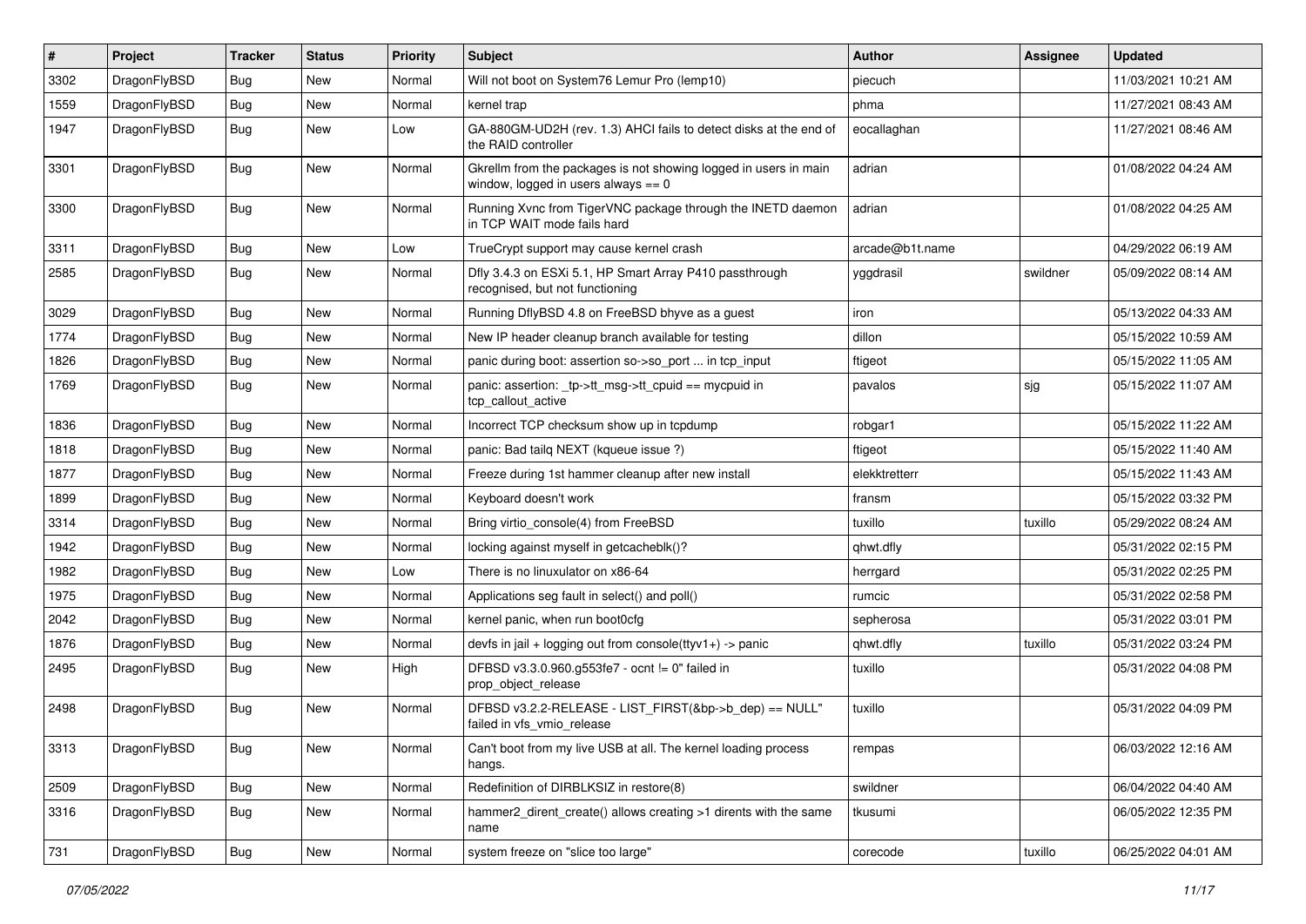| # | Project | Tracker | Status | Priority | Subject | Author | Assignee | Updated |
|---|---|---|---|---|---|---|---|---|
| 3302 | DragonFlyBSD | Bug | New | Normal | Will not boot on System76 Lemur Pro (lemp10) | piecuch | | 11/03/2021 10:21 AM |
| 1559 | DragonFlyBSD | Bug | New | Normal | kernel trap | phma | | 11/27/2021 08:43 AM |
| 1947 | DragonFlyBSD | Bug | New | Low | GA-880GM-UD2H (rev. 1.3) AHCI fails to detect disks at the end of the RAID controller | eocallaghan | | 11/27/2021 08:46 AM |
| 3301 | DragonFlyBSD | Bug | New | Normal | Gkrellm from the packages is not showing logged in users in main window, logged in users always == 0 | adrian | | 01/08/2022 04:24 AM |
| 3300 | DragonFlyBSD | Bug | New | Normal | Running Xvnc from TigerVNC package through the INETD daemon in TCP WAIT mode fails hard | adrian | | 01/08/2022 04:25 AM |
| 3311 | DragonFlyBSD | Bug | New | Low | TrueCrypt support may cause kernel crash | arcade@b1t.name | | 04/29/2022 06:19 AM |
| 2585 | DragonFlyBSD | Bug | New | Normal | Dfly 3.4.3 on ESXi 5.1, HP Smart Array P410 passthrough recognised, but not functioning | yggdrasil | swildner | 05/09/2022 08:14 AM |
| 3029 | DragonFlyBSD | Bug | New | Normal | Running DflyBSD 4.8 on FreeBSD bhyve as a guest | iron | | 05/13/2022 04:33 AM |
| 1774 | DragonFlyBSD | Bug | New | Normal | New IP header cleanup branch available for testing | dillon | | 05/15/2022 10:59 AM |
| 1826 | DragonFlyBSD | Bug | New | Normal | panic during boot: assertion so->so_port ... in tcp_input | ftigeot | | 05/15/2022 11:05 AM |
| 1769 | DragonFlyBSD | Bug | New | Normal | panic: assertion: _tp->tt_msg->tt_cpuid == mycpuid in tcp_callout_active | pavalos | sjg | 05/15/2022 11:07 AM |
| 1836 | DragonFlyBSD | Bug | New | Normal | Incorrect TCP checksum show up in tcpdump | robgar1 | | 05/15/2022 11:22 AM |
| 1818 | DragonFlyBSD | Bug | New | Normal | panic: Bad tailq NEXT (kqueue issue ?) | ftigeot | | 05/15/2022 11:40 AM |
| 1877 | DragonFlyBSD | Bug | New | Normal | Freeze during 1st hammer cleanup after new install | elekktretterr | | 05/15/2022 11:43 AM |
| 1899 | DragonFlyBSD | Bug | New | Normal | Keyboard doesn't work | fransm | | 05/15/2022 03:32 PM |
| 3314 | DragonFlyBSD | Bug | New | Normal | Bring virtio_console(4) from FreeBSD | tuxillo | tuxillo | 05/29/2022 08:24 AM |
| 1942 | DragonFlyBSD | Bug | New | Normal | locking against myself in getcacheblk()? | qhwt.dfly | | 05/31/2022 02:15 PM |
| 1982 | DragonFlyBSD | Bug | New | Low | There is no linuxulator on x86-64 | herrgard | | 05/31/2022 02:25 PM |
| 1975 | DragonFlyBSD | Bug | New | Normal | Applications seg fault in select() and poll() | rumcic | | 05/31/2022 02:58 PM |
| 2042 | DragonFlyBSD | Bug | New | Normal | kernel panic, when run boot0cfg | sepherosa | | 05/31/2022 03:01 PM |
| 1876 | DragonFlyBSD | Bug | New | Normal | devfs in jail + logging out from console(ttyv1+) -> panic | qhwt.dfly | tuxillo | 05/31/2022 03:24 PM |
| 2495 | DragonFlyBSD | Bug | New | High | DFBSD v3.3.0.960.g553fe7 - ocnt != 0" failed in prop_object_release | tuxillo | | 05/31/2022 04:08 PM |
| 2498 | DragonFlyBSD | Bug | New | Normal | DFBSD v3.2.2-RELEASE - LIST_FIRST(&bp->b_dep) == NULL" failed in vfs_vmio_release | tuxillo | | 05/31/2022 04:09 PM |
| 3313 | DragonFlyBSD | Bug | New | Normal | Can't boot from my live USB at all. The kernel loading process hangs. | rempas | | 06/03/2022 12:16 AM |
| 2509 | DragonFlyBSD | Bug | New | Normal | Redefinition of DIRBLKSIZ in restore(8) | swildner | | 06/04/2022 04:40 AM |
| 3316 | DragonFlyBSD | Bug | New | Normal | hammer2_dirent_create() allows creating >1 dirents with the same name | tkusumi | | 06/05/2022 12:35 PM |
| 731 | DragonFlyBSD | Bug | New | Normal | system freeze on "slice too large" | corecode | tuxillo | 06/25/2022 04:01 AM |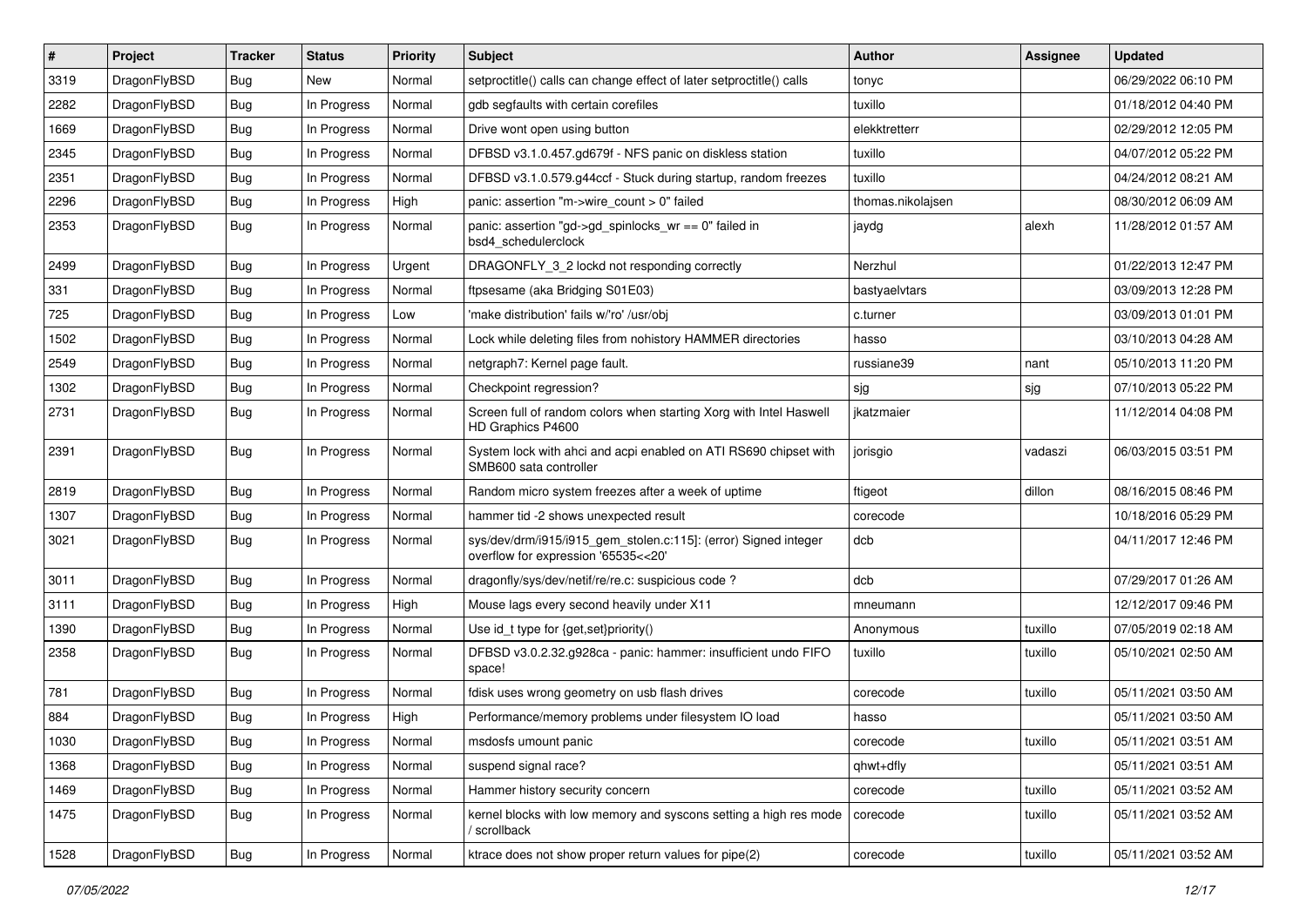| # | Project | Tracker | Status | Priority | Subject | Author | Assignee | Updated |
|---|---|---|---|---|---|---|---|---|
| 3319 | DragonFlyBSD | Bug | New | Normal | setproctitle() calls can change effect of later setproctitle() calls | tonyc | | 06/29/2022 06:10 PM |
| 2282 | DragonFlyBSD | Bug | In Progress | Normal | gdb segfaults with certain corefiles | tuxillo | | 01/18/2012 04:40 PM |
| 1669 | DragonFlyBSD | Bug | In Progress | Normal | Drive wont open using button | elekktretterr | | 02/29/2012 12:05 PM |
| 2345 | DragonFlyBSD | Bug | In Progress | Normal | DFBSD v3.1.0.457.gd679f - NFS panic on diskless station | tuxillo | | 04/07/2012 05:22 PM |
| 2351 | DragonFlyBSD | Bug | In Progress | Normal | DFBSD v3.1.0.579.g44ccf - Stuck during startup, random freezes | tuxillo | | 04/24/2012 08:21 AM |
| 2296 | DragonFlyBSD | Bug | In Progress | High | panic: assertion "m->wire_count > 0" failed | thomas.nikolajsen | | 08/30/2012 06:09 AM |
| 2353 | DragonFlyBSD | Bug | In Progress | Normal | panic: assertion "gd->gd_spinlocks_wr == 0" failed in bsd4_schedulerclock | jaydg | alexh | 11/28/2012 01:57 AM |
| 2499 | DragonFlyBSD | Bug | In Progress | Urgent | DRAGONFLY_3_2 lockd not responding correctly | Nerzhul | | 01/22/2013 12:47 PM |
| 331 | DragonFlyBSD | Bug | In Progress | Normal | ftpsesame (aka Bridging S01E03) | bastyaelvtars | | 03/09/2013 12:28 PM |
| 725 | DragonFlyBSD | Bug | In Progress | Low | 'make distribution' fails w/'ro' /usr/obj | c.turner | | 03/09/2013 01:01 PM |
| 1502 | DragonFlyBSD | Bug | In Progress | Normal | Lock while deleting files from nohistory HAMMER directories | hasso | | 03/10/2013 04:28 AM |
| 2549 | DragonFlyBSD | Bug | In Progress | Normal | netgraph7: Kernel page fault. | russiane39 | nant | 05/10/2013 11:20 PM |
| 1302 | DragonFlyBSD | Bug | In Progress | Normal | Checkpoint regression? | sjg | sjg | 07/10/2013 05:22 PM |
| 2731 | DragonFlyBSD | Bug | In Progress | Normal | Screen full of random colors when starting Xorg with Intel Haswell HD Graphics P4600 | jkatzmaier | | 11/12/2014 04:08 PM |
| 2391 | DragonFlyBSD | Bug | In Progress | Normal | System lock with ahci and acpi enabled on ATI RS690 chipset with SMB600 sata controller | jorisgio | vadaszi | 06/03/2015 03:51 PM |
| 2819 | DragonFlyBSD | Bug | In Progress | Normal | Random micro system freezes after a week of uptime | ftigeot | dillon | 08/16/2015 08:46 PM |
| 1307 | DragonFlyBSD | Bug | In Progress | Normal | hammer tid -2 shows unexpected result | corecode | | 10/18/2016 05:29 PM |
| 3021 | DragonFlyBSD | Bug | In Progress | Normal | sys/dev/drm/i915/i915_gem_stolen.c:115]: (error) Signed integer overflow for expression '65535<<20' | dcb | | 04/11/2017 12:46 PM |
| 3011 | DragonFlyBSD | Bug | In Progress | Normal | dragonfly/sys/dev/netif/re/re.c: suspicious code ? | dcb | | 07/29/2017 01:26 AM |
| 3111 | DragonFlyBSD | Bug | In Progress | High | Mouse lags every second heavily under X11 | mneumann | | 12/12/2017 09:46 PM |
| 1390 | DragonFlyBSD | Bug | In Progress | Normal | Use id_t type for {get,set}priority() | Anonymous | tuxillo | 07/05/2019 02:18 AM |
| 2358 | DragonFlyBSD | Bug | In Progress | Normal | DFBSD v3.0.2.32.g928ca - panic: hammer: insufficient undo FIFO space! | tuxillo | tuxillo | 05/10/2021 02:50 AM |
| 781 | DragonFlyBSD | Bug | In Progress | Normal | fdisk uses wrong geometry on usb flash drives | corecode | tuxillo | 05/11/2021 03:50 AM |
| 884 | DragonFlyBSD | Bug | In Progress | High | Performance/memory problems under filesystem IO load | hasso | | 05/11/2021 03:50 AM |
| 1030 | DragonFlyBSD | Bug | In Progress | Normal | msdosfs umount panic | corecode | tuxillo | 05/11/2021 03:51 AM |
| 1368 | DragonFlyBSD | Bug | In Progress | Normal | suspend signal race? | qhwt+dfly | | 05/11/2021 03:51 AM |
| 1469 | DragonFlyBSD | Bug | In Progress | Normal | Hammer history security concern | corecode | tuxillo | 05/11/2021 03:52 AM |
| 1475 | DragonFlyBSD | Bug | In Progress | Normal | kernel blocks with low memory and syscons setting a high res mode / scrollback | corecode | tuxillo | 05/11/2021 03:52 AM |
| 1528 | DragonFlyBSD | Bug | In Progress | Normal | ktrace does not show proper return values for pipe(2) | corecode | tuxillo | 05/11/2021 03:52 AM |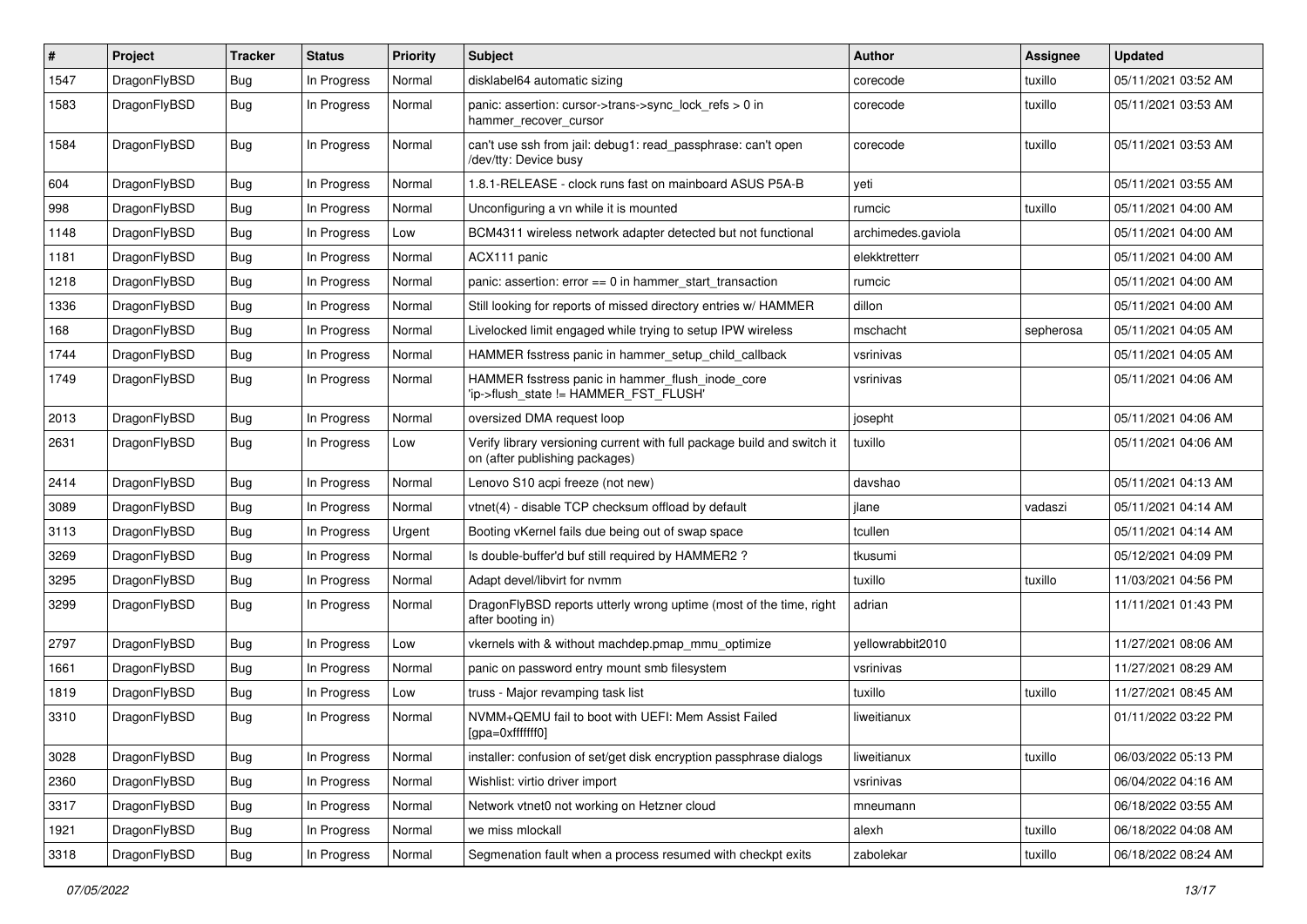| # | Project | Tracker | Status | Priority | Subject | Author | Assignee | Updated |
|---|---|---|---|---|---|---|---|---|
| 1547 | DragonFlyBSD | Bug | In Progress | Normal | disklabel64 automatic sizing | corecode | tuxillo | 05/11/2021 03:52 AM |
| 1583 | DragonFlyBSD | Bug | In Progress | Normal | panic: assertion: cursor->trans->sync_lock_refs > 0 in hammer_recover_cursor | corecode | tuxillo | 05/11/2021 03:53 AM |
| 1584 | DragonFlyBSD | Bug | In Progress | Normal | can't use ssh from jail: debug1: read_passphrase: can't open /dev/tty: Device busy | corecode | tuxillo | 05/11/2021 03:53 AM |
| 604 | DragonFlyBSD | Bug | In Progress | Normal | 1.8.1-RELEASE - clock runs fast on mainboard ASUS P5A-B | yeti | | 05/11/2021 03:55 AM |
| 998 | DragonFlyBSD | Bug | In Progress | Normal | Unconfiguring a vn while it is mounted | rumcic | tuxillo | 05/11/2021 04:00 AM |
| 1148 | DragonFlyBSD | Bug | In Progress | Low | BCM4311 wireless network adapter detected but not functional | archimedes.gaviola | | 05/11/2021 04:00 AM |
| 1181 | DragonFlyBSD | Bug | In Progress | Normal | ACX111 panic | elekktretterr | | 05/11/2021 04:00 AM |
| 1218 | DragonFlyBSD | Bug | In Progress | Normal | panic: assertion: error == 0 in hammer_start_transaction | rumcic | | 05/11/2021 04:00 AM |
| 1336 | DragonFlyBSD | Bug | In Progress | Normal | Still looking for reports of missed directory entries w/ HAMMER | dillon | | 05/11/2021 04:00 AM |
| 168 | DragonFlyBSD | Bug | In Progress | Normal | Livelocked limit engaged while trying to setup IPW wireless | mschacht | sepherosa | 05/11/2021 04:05 AM |
| 1744 | DragonFlyBSD | Bug | In Progress | Normal | HAMMER fsstress panic in hammer_setup_child_callback | vsrinivas | | 05/11/2021 04:05 AM |
| 1749 | DragonFlyBSD | Bug | In Progress | Normal | HAMMER fsstress panic in hammer_flush_inode_core 'ip->flush_state != HAMMER_FST_FLUSH' | vsrinivas | | 05/11/2021 04:06 AM |
| 2013 | DragonFlyBSD | Bug | In Progress | Normal | oversized DMA request loop | josepht | | 05/11/2021 04:06 AM |
| 2631 | DragonFlyBSD | Bug | In Progress | Low | Verify library versioning current with full package build and switch it on (after publishing packages) | tuxillo | | 05/11/2021 04:06 AM |
| 2414 | DragonFlyBSD | Bug | In Progress | Normal | Lenovo S10 acpi freeze (not new) | davshao | | 05/11/2021 04:13 AM |
| 3089 | DragonFlyBSD | Bug | In Progress | Normal | vtnet(4) - disable TCP checksum offload by default | jlane | vadaszi | 05/11/2021 04:14 AM |
| 3113 | DragonFlyBSD | Bug | In Progress | Urgent | Booting vKernel fails due being out of swap space | tcullen | | 05/11/2021 04:14 AM |
| 3269 | DragonFlyBSD | Bug | In Progress | Normal | Is double-buffer'd buf still required by HAMMER2 ? | tkusumi | | 05/12/2021 04:09 PM |
| 3295 | DragonFlyBSD | Bug | In Progress | Normal | Adapt devel/libvirt for nvmm | tuxillo | tuxillo | 11/03/2021 04:56 PM |
| 3299 | DragonFlyBSD | Bug | In Progress | Normal | DragonFlyBSD reports utterly wrong uptime (most of the time, right after booting in) | adrian | | 11/11/2021 01:43 PM |
| 2797 | DragonFlyBSD | Bug | In Progress | Low | vkernels with & without machdep.pmap_mmu_optimize | yellowrabbit2010 | | 11/27/2021 08:06 AM |
| 1661 | DragonFlyBSD | Bug | In Progress | Normal | panic on password entry mount smb filesystem | vsrinivas | | 11/27/2021 08:29 AM |
| 1819 | DragonFlyBSD | Bug | In Progress | Low | truss - Major revamping task list | tuxillo | tuxillo | 11/27/2021 08:45 AM |
| 3310 | DragonFlyBSD | Bug | In Progress | Normal | NVMM+QEMU fail to boot with UEFI: Mem Assist Failed [gpa=0xfffffff0] | liweitianux | | 01/11/2022 03:22 PM |
| 3028 | DragonFlyBSD | Bug | In Progress | Normal | installer: confusion of set/get disk encryption passphrase dialogs | liweitianux | tuxillo | 06/03/2022 05:13 PM |
| 2360 | DragonFlyBSD | Bug | In Progress | Normal | Wishlist: virtio driver import | vsrinivas | | 06/04/2022 04:16 AM |
| 3317 | DragonFlyBSD | Bug | In Progress | Normal | Network vtnet0 not working on Hetzner cloud | mneumann | | 06/18/2022 03:55 AM |
| 1921 | DragonFlyBSD | Bug | In Progress | Normal | we miss mlockall | alexh | tuxillo | 06/18/2022 04:08 AM |
| 3318 | DragonFlyBSD | Bug | In Progress | Normal | Segmenation fault when a process resumed with checkpt exits | zabolekar | tuxillo | 06/18/2022 08:24 AM |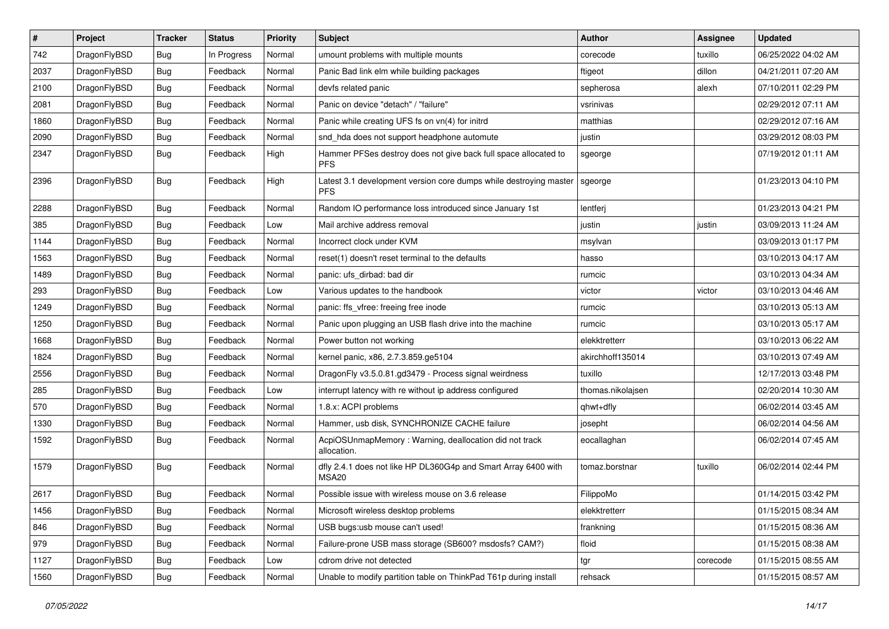| # | Project | Tracker | Status | Priority | Subject | Author | Assignee | Updated |
|---|---|---|---|---|---|---|---|---|
| 742 | DragonFlyBSD | Bug | In Progress | Normal | umount problems with multiple mounts | corecode | tuxillo | 06/25/2022 04:02 AM |
| 2037 | DragonFlyBSD | Bug | Feedback | Normal | Panic Bad link elm while building packages | ftigeot | dillon | 04/21/2011 07:20 AM |
| 2100 | DragonFlyBSD | Bug | Feedback | Normal | devfs related panic | sepherosa | alexh | 07/10/2011 02:29 PM |
| 2081 | DragonFlyBSD | Bug | Feedback | Normal | Panic on device "detach" / "failure" | vsrinivas | | 02/29/2012 07:11 AM |
| 1860 | DragonFlyBSD | Bug | Feedback | Normal | Panic while creating UFS fs on vn(4) for initrd | matthias | | 02/29/2012 07:16 AM |
| 2090 | DragonFlyBSD | Bug | Feedback | Normal | snd_hda does not support headphone automute | justin | | 03/29/2012 08:03 PM |
| 2347 | DragonFlyBSD | Bug | Feedback | High | Hammer PFSes destroy does not give back full space allocated to PFS | sgeorge | | 07/19/2012 01:11 AM |
| 2396 | DragonFlyBSD | Bug | Feedback | High | Latest 3.1 development version core dumps while destroying master PFS | sgeorge | | 01/23/2013 04:10 PM |
| 2288 | DragonFlyBSD | Bug | Feedback | Normal | Random IO performance loss introduced since January 1st | lentferj | | 01/23/2013 04:21 PM |
| 385 | DragonFlyBSD | Bug | Feedback | Low | Mail archive address removal | justin | justin | 03/09/2013 11:24 AM |
| 1144 | DragonFlyBSD | Bug | Feedback | Normal | Incorrect clock under KVM | msylvan | | 03/09/2013 01:17 PM |
| 1563 | DragonFlyBSD | Bug | Feedback | Normal | reset(1) doesn't reset terminal to the defaults | hasso | | 03/10/2013 04:17 AM |
| 1489 | DragonFlyBSD | Bug | Feedback | Normal | panic: ufs_dirbad: bad dir | rumcic | | 03/10/2013 04:34 AM |
| 293 | DragonFlyBSD | Bug | Feedback | Low | Various updates to the handbook | victor | victor | 03/10/2013 04:46 AM |
| 1249 | DragonFlyBSD | Bug | Feedback | Normal | panic: ffs_vfree: freeing free inode | rumcic | | 03/10/2013 05:13 AM |
| 1250 | DragonFlyBSD | Bug | Feedback | Normal | Panic upon plugging an USB flash drive into the machine | rumcic | | 03/10/2013 05:17 AM |
| 1668 | DragonFlyBSD | Bug | Feedback | Normal | Power button not working | elekktretterr | | 03/10/2013 06:22 AM |
| 1824 | DragonFlyBSD | Bug | Feedback | Normal | kernel panic, x86, 2.7.3.859.ge5104 | akirchhoff135014 | | 03/10/2013 07:49 AM |
| 2556 | DragonFlyBSD | Bug | Feedback | Normal | DragonFly v3.5.0.81.gd3479 - Process signal weirdness | tuxillo | | 12/17/2013 03:48 PM |
| 285 | DragonFlyBSD | Bug | Feedback | Low | interrupt latency with re without ip address configured | thomas.nikolajsen | | 02/20/2014 10:30 AM |
| 570 | DragonFlyBSD | Bug | Feedback | Normal | 1.8.x: ACPI problems | qhwt+dfly | | 06/02/2014 03:45 AM |
| 1330 | DragonFlyBSD | Bug | Feedback | Normal | Hammer, usb disk, SYNCHRONIZE CACHE failure | josepht | | 06/02/2014 04:56 AM |
| 1592 | DragonFlyBSD | Bug | Feedback | Normal | AcpiOSUnmapMemory : Warning, deallocation did not track allocation. | eocallaghan | | 06/02/2014 07:45 AM |
| 1579 | DragonFlyBSD | Bug | Feedback | Normal | dfly 2.4.1 does not like HP DL360G4p and Smart Array 6400 with MSA20 | tomaz.borstnar | tuxillo | 06/02/2014 02:44 PM |
| 2617 | DragonFlyBSD | Bug | Feedback | Normal | Possible issue with wireless mouse on 3.6 release | FilippoMo | | 01/14/2015 03:42 PM |
| 1456 | DragonFlyBSD | Bug | Feedback | Normal | Microsoft wireless desktop problems | elekktretterr | | 01/15/2015 08:34 AM |
| 846 | DragonFlyBSD | Bug | Feedback | Normal | USB bugs:usb mouse can't used! | frankning | | 01/15/2015 08:36 AM |
| 979 | DragonFlyBSD | Bug | Feedback | Normal | Failure-prone USB mass storage (SB600? msdosfs? CAM?) | floid | | 01/15/2015 08:38 AM |
| 1127 | DragonFlyBSD | Bug | Feedback | Low | cdrom drive not detected | tgr | corecode | 01/15/2015 08:55 AM |
| 1560 | DragonFlyBSD | Bug | Feedback | Normal | Unable to modify partition table on ThinkPad T61p during install | rehsack | | 01/15/2015 08:57 AM |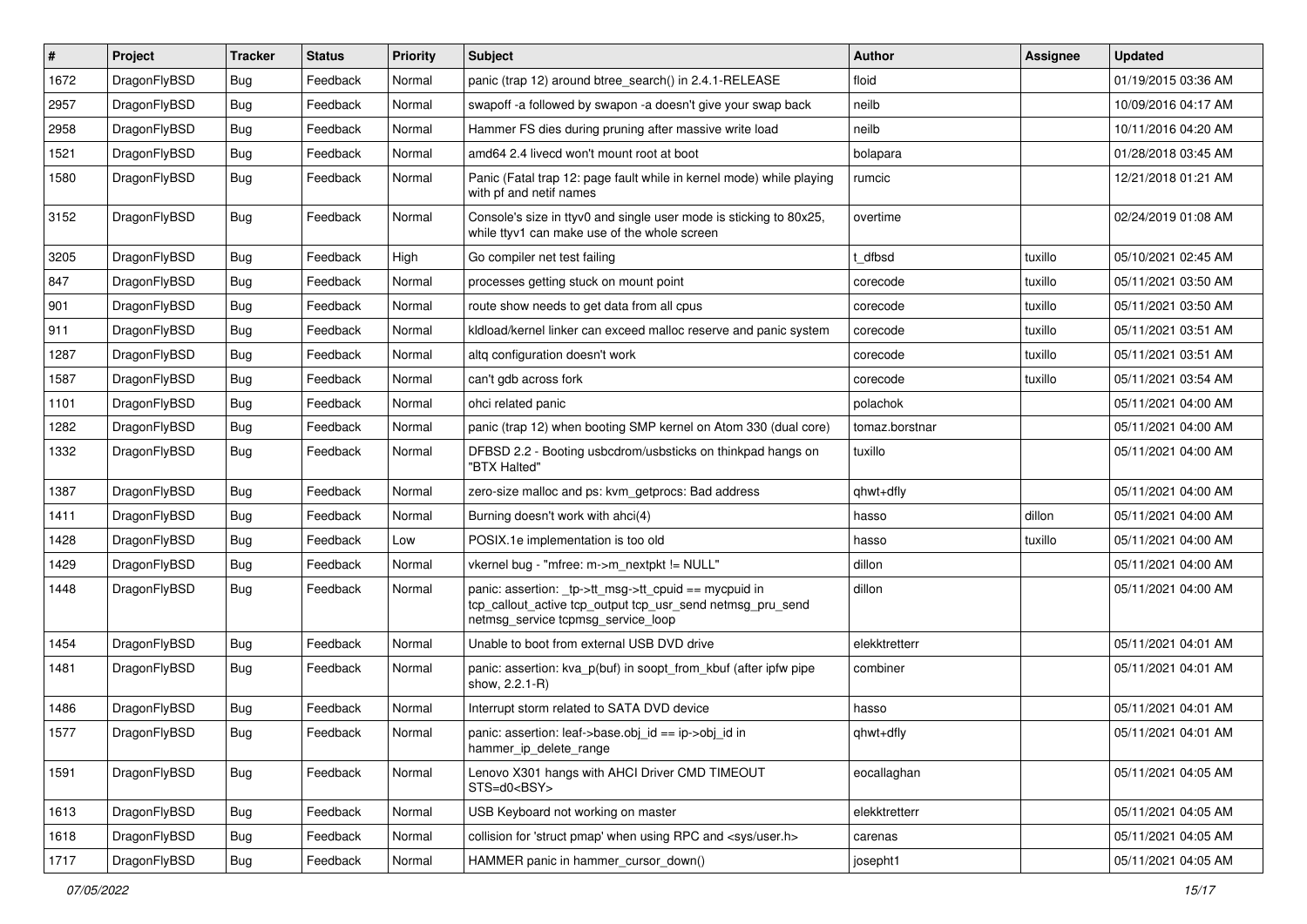| # | Project | Tracker | Status | Priority | Subject | Author | Assignee | Updated |
|---|---|---|---|---|---|---|---|---|
| 1672 | DragonFlyBSD | Bug | Feedback | Normal | panic (trap 12) around btree_search() in 2.4.1-RELEASE | floid | | 01/19/2015 03:36 AM |
| 2957 | DragonFlyBSD | Bug | Feedback | Normal | swapoff -a followed by swapon -a doesn't give your swap back | neilb | | 10/09/2016 04:17 AM |
| 2958 | DragonFlyBSD | Bug | Feedback | Normal | Hammer FS dies during pruning after massive write load | neilb | | 10/11/2016 04:20 AM |
| 1521 | DragonFlyBSD | Bug | Feedback | Normal | amd64 2.4 livecd won't mount root at boot | bolapara | | 01/28/2018 03:45 AM |
| 1580 | DragonFlyBSD | Bug | Feedback | Normal | Panic (Fatal trap 12: page fault while in kernel mode) while playing with pf and netif names | rumcic | | 12/21/2018 01:21 AM |
| 3152 | DragonFlyBSD | Bug | Feedback | Normal | Console's size in ttyv0 and single user mode is sticking to 80x25, while ttyv1 can make use of the whole screen | overtime | | 02/24/2019 01:08 AM |
| 3205 | DragonFlyBSD | Bug | Feedback | High | Go compiler net test failing | t_dfbsd | tuxillo | 05/10/2021 02:45 AM |
| 847 | DragonFlyBSD | Bug | Feedback | Normal | processes getting stuck on mount point | corecode | tuxillo | 05/11/2021 03:50 AM |
| 901 | DragonFlyBSD | Bug | Feedback | Normal | route show needs to get data from all cpus | corecode | tuxillo | 05/11/2021 03:50 AM |
| 911 | DragonFlyBSD | Bug | Feedback | Normal | kldload/kernel linker can exceed malloc reserve and panic system | corecode | tuxillo | 05/11/2021 03:51 AM |
| 1287 | DragonFlyBSD | Bug | Feedback | Normal | altq configuration doesn't work | corecode | tuxillo | 05/11/2021 03:51 AM |
| 1587 | DragonFlyBSD | Bug | Feedback | Normal | can't gdb across fork | corecode | tuxillo | 05/11/2021 03:54 AM |
| 1101 | DragonFlyBSD | Bug | Feedback | Normal | ohci related panic | polachok | | 05/11/2021 04:00 AM |
| 1282 | DragonFlyBSD | Bug | Feedback | Normal | panic (trap 12) when booting SMP kernel on Atom 330 (dual core) | tomaz.borstnar | | 05/11/2021 04:00 AM |
| 1332 | DragonFlyBSD | Bug | Feedback | Normal | DFBSD 2.2 - Booting usbcdrom/usbsticks on thinkpad hangs on "BTX Halted" | tuxillo | | 05/11/2021 04:00 AM |
| 1387 | DragonFlyBSD | Bug | Feedback | Normal | zero-size malloc and ps: kvm_getprocs: Bad address | qhwt+dfly | | 05/11/2021 04:00 AM |
| 1411 | DragonFlyBSD | Bug | Feedback | Normal | Burning doesn't work with ahci(4) | hasso | dillon | 05/11/2021 04:00 AM |
| 1428 | DragonFlyBSD | Bug | Feedback | Low | POSIX.1e implementation is too old | hasso | tuxillo | 05/11/2021 04:00 AM |
| 1429 | DragonFlyBSD | Bug | Feedback | Normal | vkernel bug - "mfree: m->m_nextpkt != NULL" | dillon | | 05/11/2021 04:00 AM |
| 1448 | DragonFlyBSD | Bug | Feedback | Normal | panic: assertion: _tp->tt_msg->tt_cpuid == mycpuid in tcp_callout_active tcp_output tcp_usr_send netmsg_pru_send netmsg_service tcpmsg_service_loop | dillon | | 05/11/2021 04:00 AM |
| 1454 | DragonFlyBSD | Bug | Feedback | Normal | Unable to boot from external USB DVD drive | elekktretterr | | 05/11/2021 04:01 AM |
| 1481 | DragonFlyBSD | Bug | Feedback | Normal | panic: assertion: kva_p(buf) in soopt_from_kbuf (after ipfw pipe show, 2.2.1-R) | combiner | | 05/11/2021 04:01 AM |
| 1486 | DragonFlyBSD | Bug | Feedback | Normal | Interrupt storm related to SATA DVD device | hasso | | 05/11/2021 04:01 AM |
| 1577 | DragonFlyBSD | Bug | Feedback | Normal | panic: assertion: leaf->base.obj_id == ip->obj_id in hammer_ip_delete_range | qhwt+dfly | | 05/11/2021 04:01 AM |
| 1591 | DragonFlyBSD | Bug | Feedback | Normal | Lenovo X301 hangs with AHCI Driver CMD TIMEOUT STS=d0<BSY> | eocallaghan | | 05/11/2021 04:05 AM |
| 1613 | DragonFlyBSD | Bug | Feedback | Normal | USB Keyboard not working on master | elekktretterr | | 05/11/2021 04:05 AM |
| 1618 | DragonFlyBSD | Bug | Feedback | Normal | collision for 'struct pmap' when using RPC and <sys/user.h> | carenas | | 05/11/2021 04:05 AM |
| 1717 | DragonFlyBSD | Bug | Feedback | Normal | HAMMER panic in hammer_cursor_down() | josepht1 | | 05/11/2021 04:05 AM |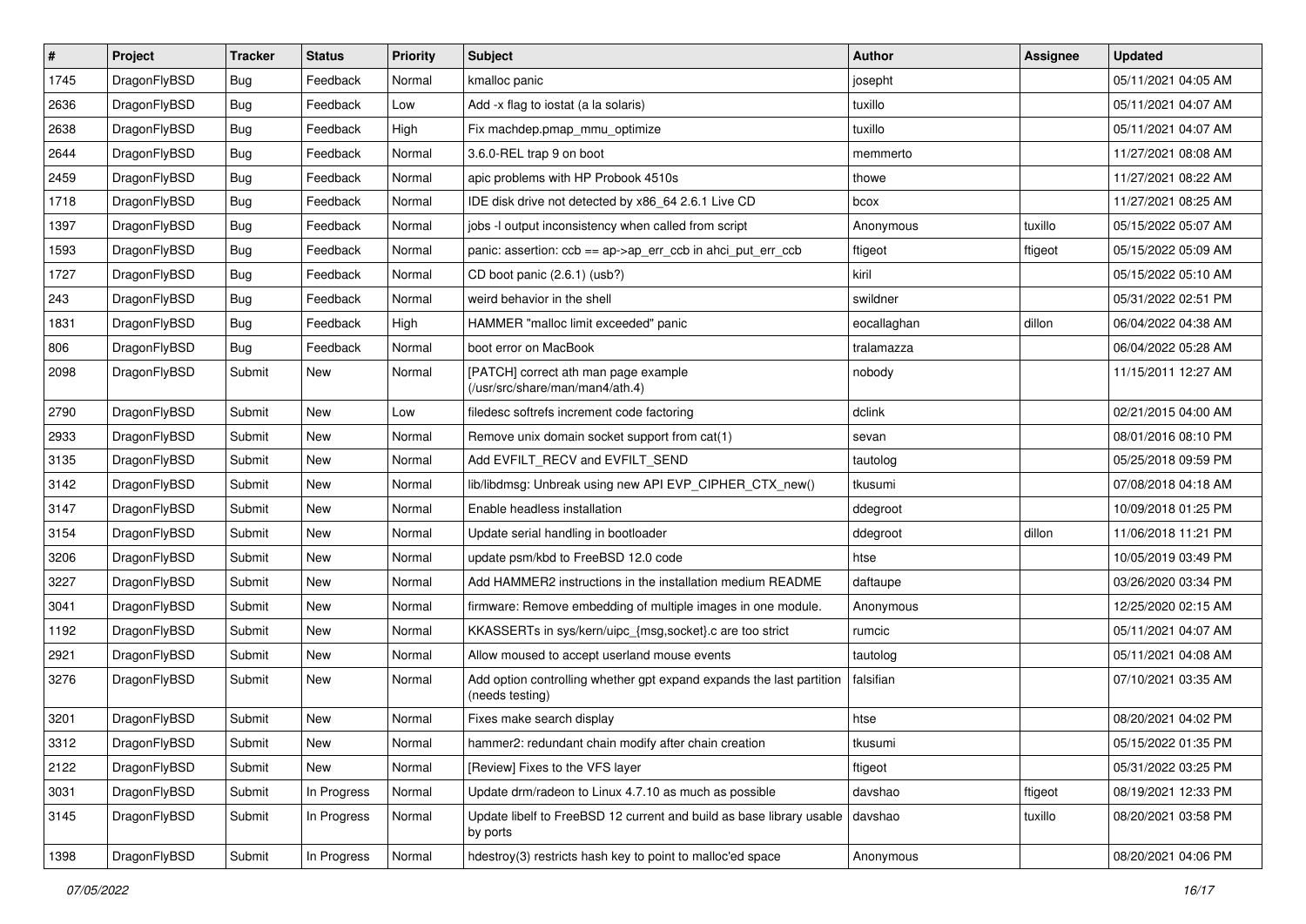| # | Project | Tracker | Status | Priority | Subject | Author | Assignee | Updated |
|---|---|---|---|---|---|---|---|---|
| 1745 | DragonFlyBSD | Bug | Feedback | Normal | kmalloc panic | josepht | | 05/11/2021 04:05 AM |
| 2636 | DragonFlyBSD | Bug | Feedback | Low | Add -x flag to iostat (a la solaris) | tuxillo | | 05/11/2021 04:07 AM |
| 2638 | DragonFlyBSD | Bug | Feedback | High | Fix machdep.pmap_mmu_optimize | tuxillo | | 05/11/2021 04:07 AM |
| 2644 | DragonFlyBSD | Bug | Feedback | Normal | 3.6.0-REL trap 9 on boot | memmerto | | 11/27/2021 08:08 AM |
| 2459 | DragonFlyBSD | Bug | Feedback | Normal | apic problems with HP Probook 4510s | thowe | | 11/27/2021 08:22 AM |
| 1718 | DragonFlyBSD | Bug | Feedback | Normal | IDE disk drive not detected by x86_64 2.6.1 Live CD | bcox | | 11/27/2021 08:25 AM |
| 1397 | DragonFlyBSD | Bug | Feedback | Normal | jobs -l output inconsistency when called from script | Anonymous | tuxillo | 05/15/2022 05:07 AM |
| 1593 | DragonFlyBSD | Bug | Feedback | Normal | panic: assertion: ccb == ap->ap_err_ccb in ahci_put_err_ccb | ftigeot | ftigeot | 05/15/2022 05:09 AM |
| 1727 | DragonFlyBSD | Bug | Feedback | Normal | CD boot panic (2.6.1) (usb?) | kiril | | 05/15/2022 05:10 AM |
| 243 | DragonFlyBSD | Bug | Feedback | Normal | weird behavior in the shell | swildner | | 05/31/2022 02:51 PM |
| 1831 | DragonFlyBSD | Bug | Feedback | High | HAMMER "malloc limit exceeded" panic | eocallaghan | dillon | 06/04/2022 04:38 AM |
| 806 | DragonFlyBSD | Bug | Feedback | Normal | boot error on MacBook | tralamazza | | 06/04/2022 05:28 AM |
| 2098 | DragonFlyBSD | Submit | New | Normal | [PATCH] correct ath man page example (/usr/src/share/man/man4/ath.4) | nobody | | 11/15/2011 12:27 AM |
| 2790 | DragonFlyBSD | Submit | New | Low | filedesc softrefs increment code factoring | dclink | | 02/21/2015 04:00 AM |
| 2933 | DragonFlyBSD | Submit | New | Normal | Remove unix domain socket support from cat(1) | sevan | | 08/01/2016 08:10 PM |
| 3135 | DragonFlyBSD | Submit | New | Normal | Add EVFILT_RECV and EVFILT_SEND | tautolog | | 05/25/2018 09:59 PM |
| 3142 | DragonFlyBSD | Submit | New | Normal | lib/libdmsg: Unbreak using new API EVP_CIPHER_CTX_new() | tkusumi | | 07/08/2018 04:18 AM |
| 3147 | DragonFlyBSD | Submit | New | Normal | Enable headless installation | ddegroot | | 10/09/2018 01:25 PM |
| 3154 | DragonFlyBSD | Submit | New | Normal | Update serial handling in bootloader | ddegroot | dillon | 11/06/2018 11:21 PM |
| 3206 | DragonFlyBSD | Submit | New | Normal | update psm/kbd to FreeBSD 12.0 code | htse | | 10/05/2019 03:49 PM |
| 3227 | DragonFlyBSD | Submit | New | Normal | Add HAMMER2 instructions in the installation medium README | daftaupe | | 03/26/2020 03:34 PM |
| 3041 | DragonFlyBSD | Submit | New | Normal | firmware: Remove embedding of multiple images in one module. | Anonymous | | 12/25/2020 02:15 AM |
| 1192 | DragonFlyBSD | Submit | New | Normal | KKASSERTs in sys/kern/uipc_{msg,socket}.c are too strict | rumcic | | 05/11/2021 04:07 AM |
| 2921 | DragonFlyBSD | Submit | New | Normal | Allow moused to accept userland mouse events | tautolog | | 05/11/2021 04:08 AM |
| 3276 | DragonFlyBSD | Submit | New | Normal | Add option controlling whether gpt expand expands the last partition (needs testing) | falsifian | | 07/10/2021 03:35 AM |
| 3201 | DragonFlyBSD | Submit | New | Normal | Fixes make search display | htse | | 08/20/2021 04:02 PM |
| 3312 | DragonFlyBSD | Submit | New | Normal | hammer2: redundant chain modify after chain creation | tkusumi | | 05/15/2022 01:35 PM |
| 2122 | DragonFlyBSD | Submit | New | Normal | [Review] Fixes to the VFS layer | ftigeot | | 05/31/2022 03:25 PM |
| 3031 | DragonFlyBSD | Submit | In Progress | Normal | Update drm/radeon to Linux 4.7.10 as much as possible | davshao | ftigeot | 08/19/2021 12:33 PM |
| 3145 | DragonFlyBSD | Submit | In Progress | Normal | Update libelf to FreeBSD 12 current and build as base library usable by ports | davshao | tuxillo | 08/20/2021 03:58 PM |
| 1398 | DragonFlyBSD | Submit | In Progress | Normal | hdestroy(3) restricts hash key to point to malloc'ed space | Anonymous | | 08/20/2021 04:06 PM |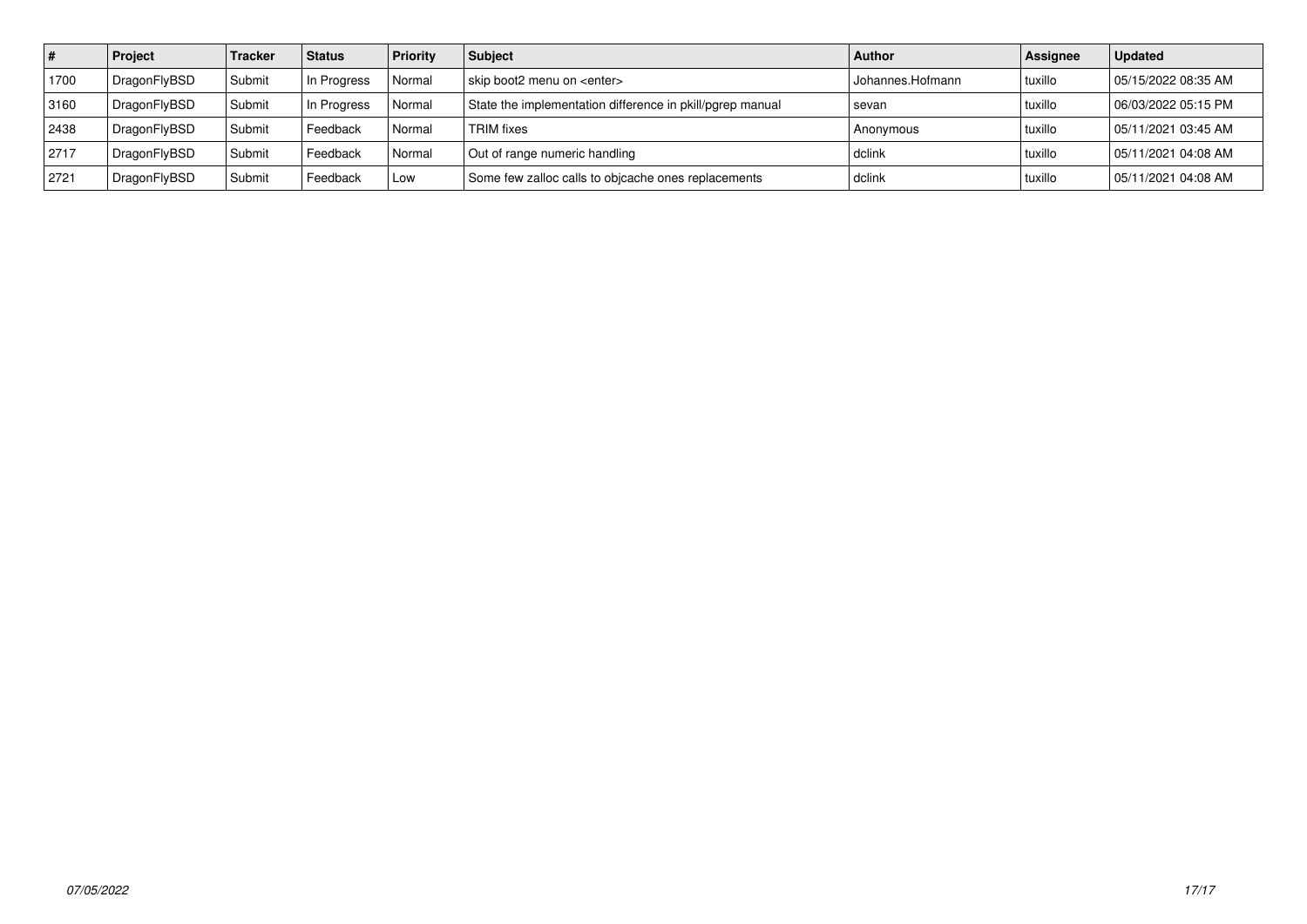| # | Project | Tracker | Status | Priority | Subject | Author | Assignee | Updated |
|---|---|---|---|---|---|---|---|---|
| 1700 | DragonFlyBSD | Submit | In Progress | Normal | skip boot2 menu on <enter> | Johannes.Hofmann | tuxillo | 05/15/2022 08:35 AM |
| 3160 | DragonFlyBSD | Submit | In Progress | Normal | State the implementation difference in pkill/pgrep manual | sevan | tuxillo | 06/03/2022 05:15 PM |
| 2438 | DragonFlyBSD | Submit | Feedback | Normal | TRIM fixes | Anonymous | tuxillo | 05/11/2021 03:45 AM |
| 2717 | DragonFlyBSD | Submit | Feedback | Normal | Out of range numeric handling | dclink | tuxillo | 05/11/2021 04:08 AM |
| 2721 | DragonFlyBSD | Submit | Feedback | Low | Some few zalloc calls to objcache ones replacements | dclink | tuxillo | 05/11/2021 04:08 AM |